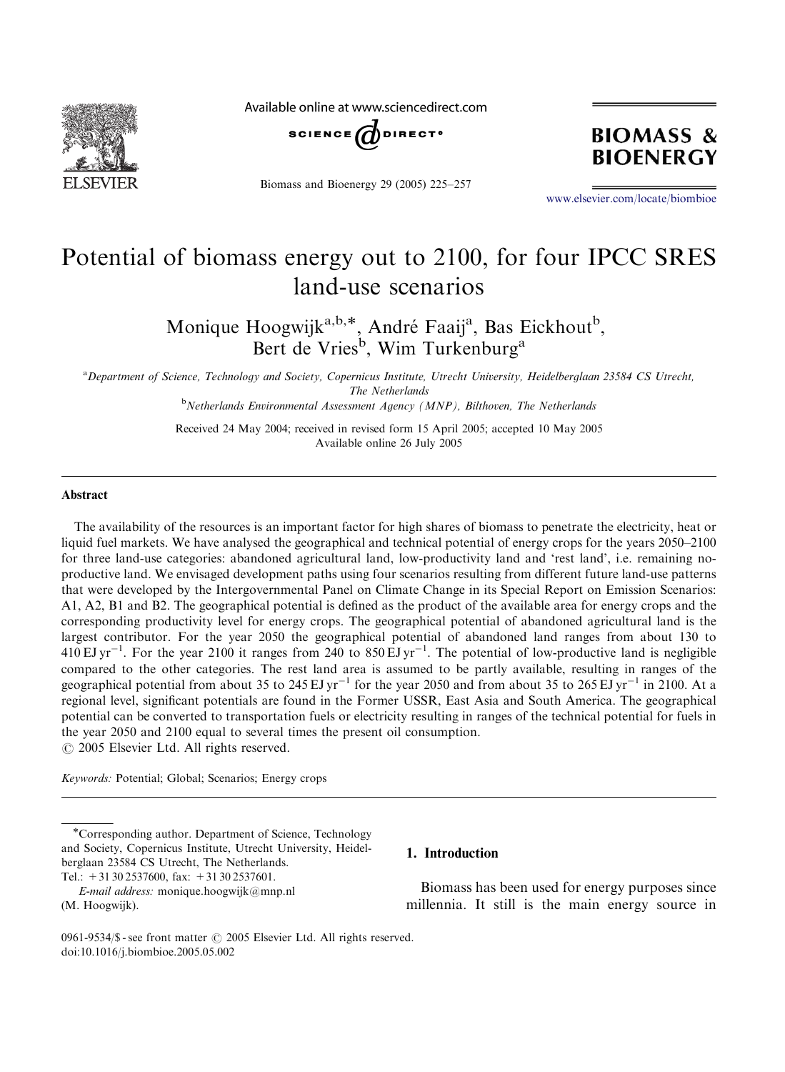# Potential of biomass energy out to 2100, for four IPCC SRES land-use scenarios

Monique Hoogwijk[a,b,*], André Faaij[a], Bas Eickhout[b], Bert de Vries[b], Wim Turkenburg[a]

[a]Department of Science, Technology and Society, Copernicus Institute, Utrecht University, Heidelberglaan 23584 CS Utrecht, The Netherlands

[b]Netherlands Environmental Assessment Agency (MNP), Bilthoven, The Netherlands

Received 24 May 2004; received in revised form 15 April 2005; accepted 10 May 2005

Available online 26 July 2005

## Abstract

The availability of the resources is an important factor for high shares of biomass to penetrate the electricity, heat or liquid fuel markets. We have analysed the geographical and technical potential of energy crops for the years 2050–2100 for three land-use categories: abandoned agricultural land, low-productivity land and 'rest land', i.e. remaining no-productive land. We envisaged development paths using four scenarios resulting from different future land-use patterns that were developed by the Intergovernmental Panel on Climate Change in its Special Report on Emission Scenarios: A1, A2, B1 and B2. The geographical potential is defined as the product of the available area for energy crops and the corresponding productivity level for energy crops. The geographical potential of abandoned agricultural land is the largest contributor. For the year 2050 the geographical potential of abandoned land ranges from about 130 to 410 EJ $yr^{-1}$. For the year 2100 it ranges from 240 to 850 EJ $yr^{-1}$. The potential of low-productive land is negligible compared to the other categories. The rest land area is assumed to be partly available, resulting in ranges of the geographical potential from about 35 to 245 EJ $yr^{-1}$ for the year 2050 and from about 35 to 265 EJ $yr^{-1}$ in 2100. At a regional level, significant potentials are found in the Former USSR, East Asia and South America. The geographical potential can be converted to transportation fuels or electricity resulting in ranges of the technical potential for fuels in the year 2050 and 2100 equal to several times the present oil consumption.

© 2005 Elsevier Ltd. All rights reserved.

*Keywords:* Potential; Global; Scenarios; Energy crops

*Corresponding author. Department of Science, Technology and Society, Copernicus Institute, Utrecht University, Heidelberglaan 23584 CS Utrecht, The Netherlands.
Tel.: +31 30 2537600, fax: +31 30 2537601.
*E-mail address:* monique.hoogwijk@mnp.nl (M. Hoogwijk).

0961-9534/$ - see front matter © 2005 Elsevier Ltd. All rights reserved.
doi:10.1016/j.biombioe.2005.05.002

## 1. Introduction

Biomass has been used for energy purposes since millennia. It still is the main energy source in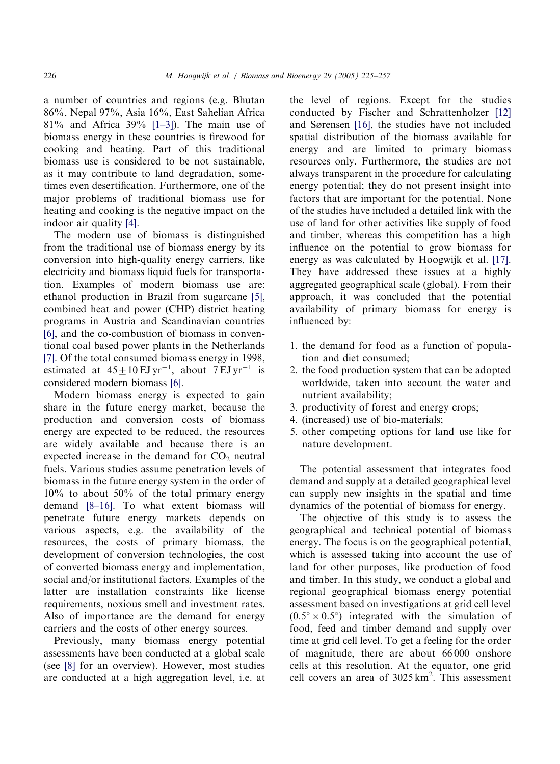a number of countries and regions (e.g. Bhutan 86%, Nepal 97%, Asia 16%, East Sahelian Africa 81% and Africa 39% [1–3]). The main use of biomass energy in these countries is firewood for cooking and heating. Part of this traditional biomass use is considered to be not sustainable, as it may contribute to land degradation, sometimes even desertification. Furthermore, one of the major problems of traditional biomass use for heating and cooking is the negative impact on the indoor air quality [4].

The modern use of biomass is distinguished from the traditional use of biomass energy by its conversion into high-quality energy carriers, like electricity and biomass liquid fuels for transportation. Examples of modern biomass use are: ethanol production in Brazil from sugarcane [5], combined heat and power (CHP) district heating programs in Austria and Scandinavian countries [6], and the co-combustion of biomass in conventional coal based power plants in the Netherlands [7]. Of the total consumed biomass energy in 1998, estimated at $45 \pm 10\,\mathrm{EJ\,yr^{-1}}$, about $7\,\mathrm{EJ\,yr^{-1}}$ is considered modern biomass [6].

Modern biomass energy is expected to gain share in the future energy market, because the production and conversion costs of biomass energy are expected to be reduced, the resources are widely available and because there is an expected increase in the demand for $CO_2$ neutral fuels. Various studies assume penetration levels of biomass in the future energy system in the order of 10% to about 50% of the total primary energy demand [8–16]. To what extent biomass will penetrate future energy markets depends on various aspects, e.g. the availability of the resources, the costs of primary biomass, the development of conversion technologies, the cost of converted biomass energy and implementation, social and/or institutional factors. Examples of the latter are installation constraints like license requirements, noxious smell and investment rates. Also of importance are the demand for energy carriers and the costs of other energy sources.

Previously, many biomass energy potential assessments have been conducted at a global scale (see [8] for an overview). However, most studies are conducted at a high aggregation level, i.e. at the level of regions. Except for the studies conducted by Fischer and Schrattenholzer [12] and Sørensen [16], the studies have not included spatial distribution of the biomass available for energy and are limited to primary biomass resources only. Furthermore, the studies are not always transparent in the procedure for calculating energy potential; they do not present insight into factors that are important for the potential. None of the studies have included a detailed link with the use of land for other activities like supply of food and timber, whereas this competition has a high influence on the potential to grow biomass for energy as was calculated by Hoogwijk et al. [17]. They have addressed these issues at a highly aggregated geographical scale (global). From their approach, it was concluded that the potential availability of primary biomass for energy is influenced by:

1. the demand for food as a function of population and diet consumed;
2. the food production system that can be adopted worldwide, taken into account the water and nutrient availability;
3. productivity of forest and energy crops;
4. (increased) use of bio-materials;
5. other competing options for land use like for nature development.

The potential assessment that integrates food demand and supply at a detailed geographical level can supply new insights in the spatial and time dynamics of the potential of biomass for energy.

The objective of this study is to assess the geographical and technical potential of biomass energy. The focus is on the geographical potential, which is assessed taking into account the use of land for other purposes, like production of food and timber. In this study, we conduct a global and regional geographical biomass energy potential assessment based on investigations at grid cell level ($0.5^\circ \times 0.5^\circ$) integrated with the simulation of food, feed and timber demand and supply over time at grid cell level. To get a feeling for the order of magnitude, there are about 66 000 onshore cells at this resolution. At the equator, one grid cell covers an area of $3025\,\mathrm{km}^2$. This assessment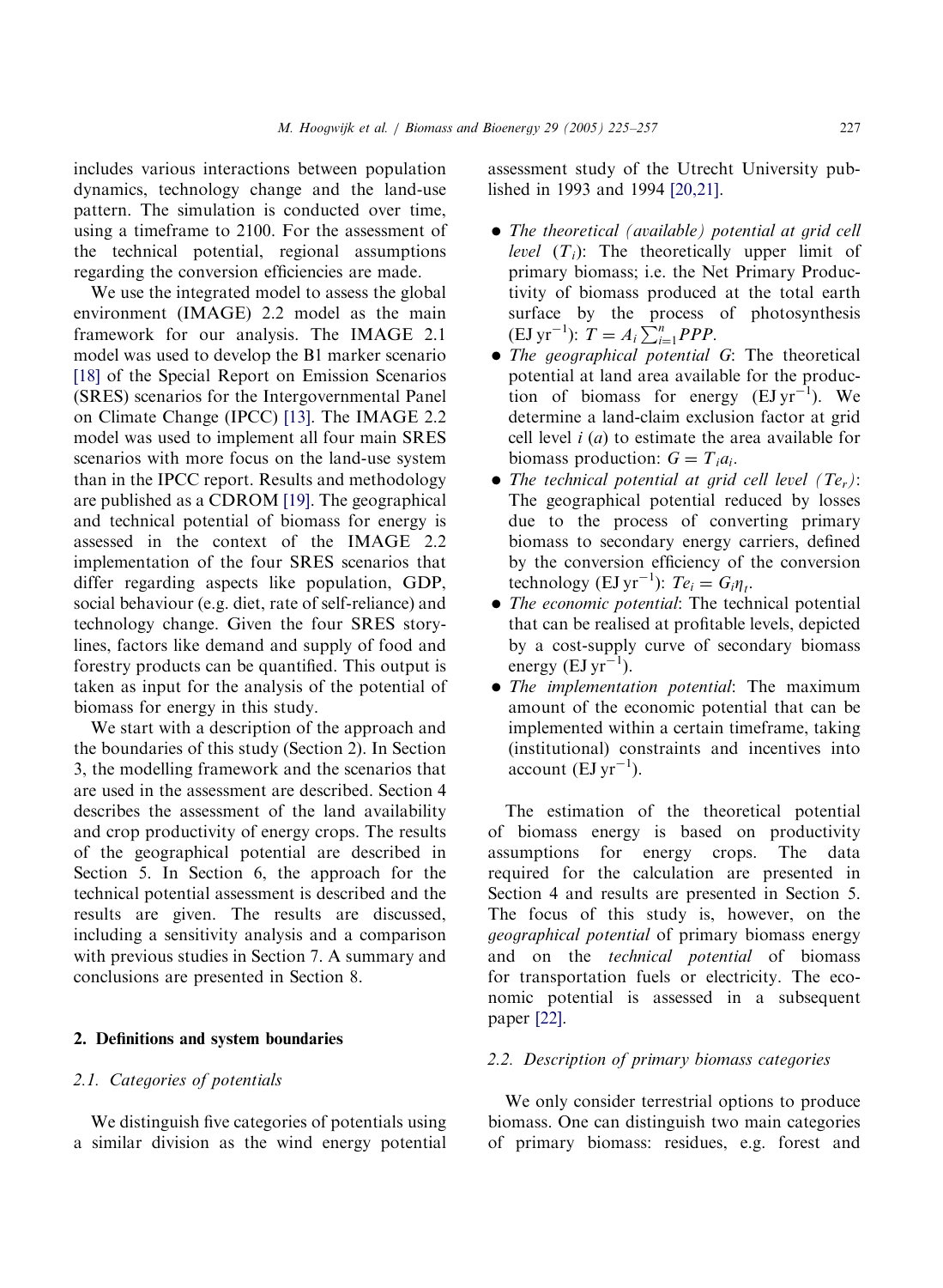includes various interactions between population dynamics, technology change and the land-use pattern. The simulation is conducted over time, using a timeframe to 2100. For the assessment of the technical potential, regional assumptions regarding the conversion efficiencies are made.

We use the integrated model to assess the global environment (IMAGE) 2.2 model as the main framework for our analysis. The IMAGE 2.1 model was used to develop the B1 marker scenario [18] of the Special Report on Emission Scenarios (SRES) scenarios for the Intergovernmental Panel on Climate Change (IPCC) [13]. The IMAGE 2.2 model was used to implement all four main SRES scenarios with more focus on the land-use system than in the IPCC report. Results and methodology are published as a CDROM [19]. The geographical and technical potential of biomass for energy is assessed in the context of the IMAGE 2.2 implementation of the four SRES scenarios that differ regarding aspects like population, GDP, social behaviour (e.g. diet, rate of self-reliance) and technology change. Given the four SRES storylines, factors like demand and supply of food and forestry products can be quantified. This output is taken as input for the analysis of the potential of biomass for energy in this study.

We start with a description of the approach and the boundaries of this study (Section 2). In Section 3, the modelling framework and the scenarios that are used in the assessment are described. Section 4 describes the assessment of the land availability and crop productivity of energy crops. The results of the geographical potential are described in Section 5. In Section 6, the approach for the technical potential assessment is described and the results are given. The results are discussed, including a sensitivity analysis and a comparison with previous studies in Section 7. A summary and conclusions are presented in Section 8.

## 2. Definitions and system boundaries

### 2.1. Categories of potentials

We distinguish five categories of potentials using a similar division as the wind energy potential assessment study of the Utrecht University published in 1993 and 1994 [20,21].

- *The theoretical (available) potential at grid cell level* ($T_i$): The theoretically upper limit of primary biomass; i.e. the Net Primary Productivity of biomass produced at the total earth surface by the process of photosynthesis (EJ yr$^{-1}$): $T = A_i \sum_{i=1}^{n} PPP$.
- *The geographical potential G*: The theoretical potential at land area available for the production of biomass for energy (EJ yr$^{-1}$). We determine a land-claim exclusion factor at grid cell level $i$ ($a$) to estimate the area available for biomass production: $G = T_i a_i$.
- *The technical potential at grid cell level* ($Te_r$): The geographical potential reduced by losses due to the process of converting primary biomass to secondary energy carriers, defined by the conversion efficiency of the conversion technology (EJ yr$^{-1}$): $Te_i = G_i \eta_t$.
- *The economic potential*: The technical potential that can be realised at profitable levels, depicted by a cost-supply curve of secondary biomass energy (EJ yr$^{-1}$).
- *The implementation potential*: The maximum amount of the economic potential that can be implemented within a certain timeframe, taking (institutional) constraints and incentives into account (EJ yr$^{-1}$).

The estimation of the theoretical potential of biomass energy is based on productivity assumptions for energy crops. The data required for the calculation are presented in Section 4 and results are presented in Section 5. The focus of this study is, however, on the *geographical potential* of primary biomass energy and on the *technical potential* of biomass for transportation fuels or electricity. The economic potential is assessed in a subsequent paper [22].

### 2.2. Description of primary biomass categories

We only consider terrestrial options to produce biomass. One can distinguish two main categories of primary biomass: residues, e.g. forest and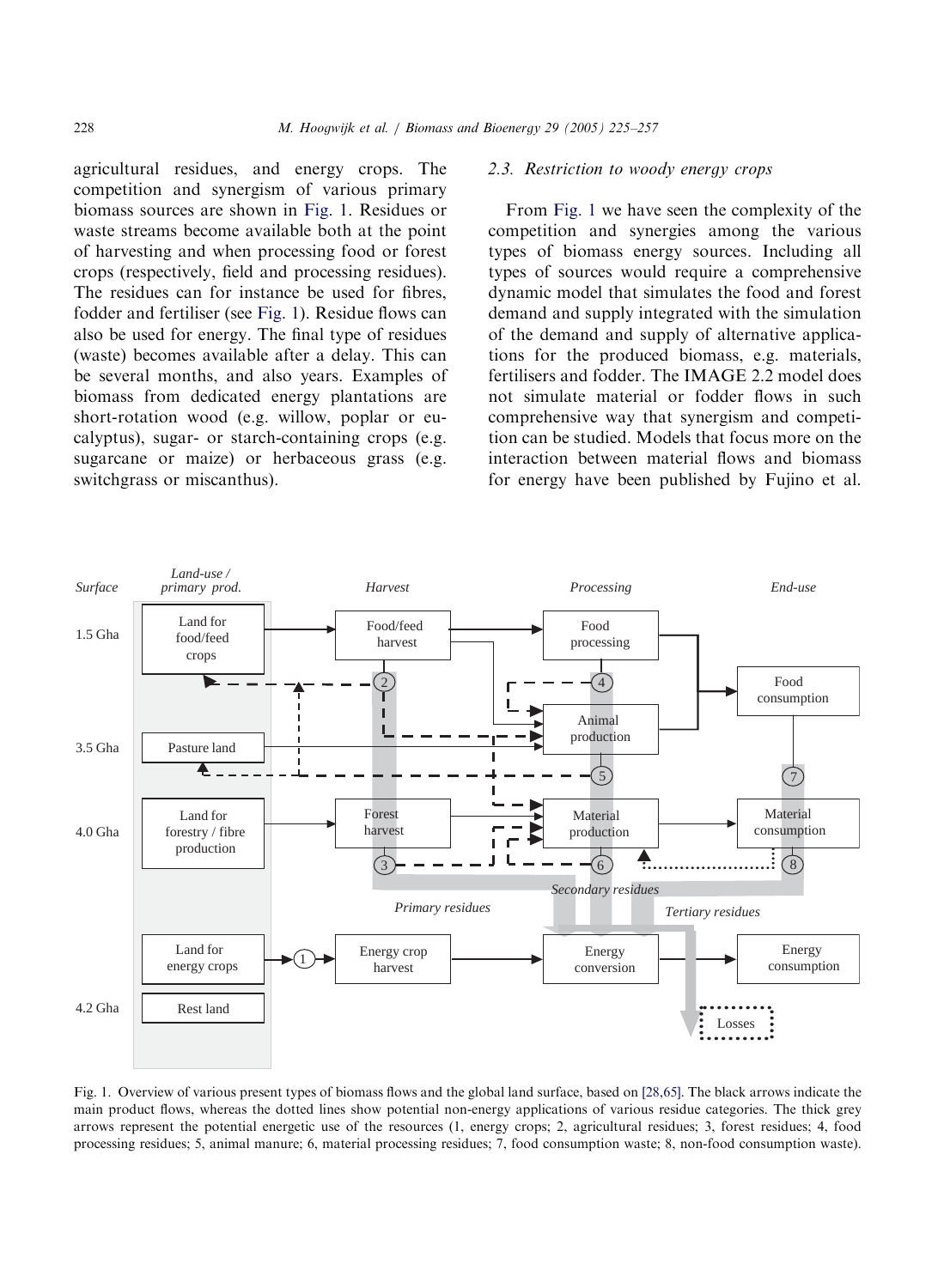agricultural residues, and energy crops. The competition and synergism of various primary biomass sources are shown in Fig. 1. Residues or waste streams become available both at the point of harvesting and when processing food or forest crops (respectively, field and processing residues). The residues can for instance be used for fibres, fodder and fertiliser (see Fig. 1). Residue flows can also be used for energy. The final type of residues (waste) becomes available after a delay. This can be several months, and also years. Examples of biomass from dedicated energy plantations are short-rotation wood (e.g. willow, poplar or eucalyptus), sugar- or starch-containing crops (e.g. sugarcane or maize) or herbaceous grass (e.g. switchgrass or miscanthus).

### 2.3. Restriction to woody energy crops

From Fig. 1 we have seen the complexity of the competition and synergies among the various types of biomass energy sources. Including all types of sources would require a comprehensive dynamic model that simulates the food and forest demand and supply integrated with the simulation of the demand and supply of alternative applications for the produced biomass, e.g. materials, fertilisers and fodder. The IMAGE 2.2 model does not simulate material or fodder flows in such comprehensive way that synergism and competition can be studied. Models that focus more on the interaction between material flows and biomass for energy have been published by Fujino et al.

Fig. 1. Overview of various present types of biomass flows and the global land surface, based on [28,65]. The black arrows indicate the main product flows, whereas the dotted lines show potential non-energy applications of various residue categories. The thick grey arrows represent the potential energetic use of the resources (1, energy crops; 2, agricultural residues; 3, forest residues; 4, food processing residues; 5, animal manure; 6, material processing residues; 7, food consumption waste; 8, non-food consumption waste).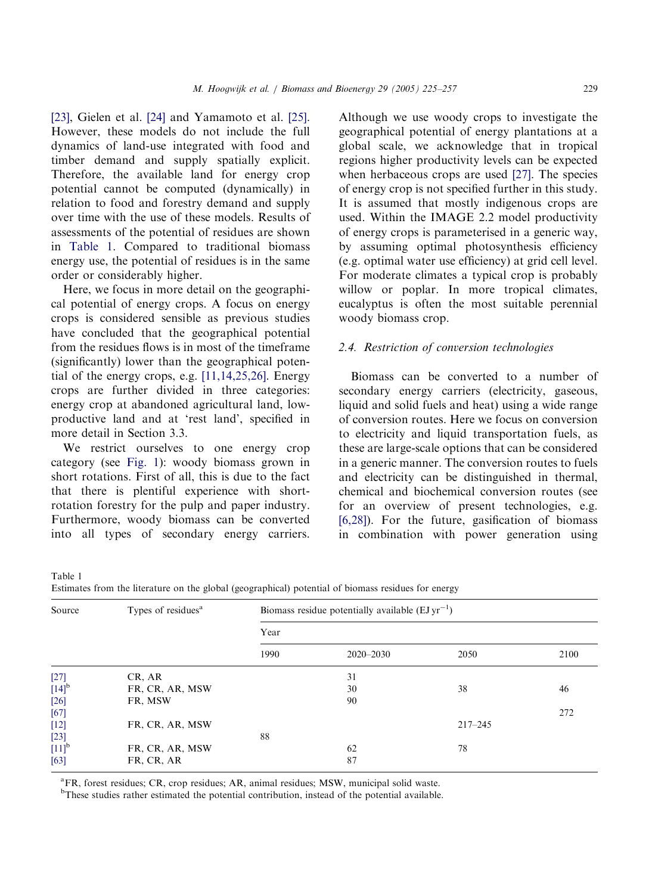[23], Gielen et al. [24] and Yamamoto et al. [25]. However, these models do not include the full dynamics of land-use integrated with food and timber demand and supply spatially explicit. Therefore, the available land for energy crop potential cannot be computed (dynamically) in relation to food and forestry demand and supply over time with the use of these models. Results of assessments of the potential of residues are shown in Table 1. Compared to traditional biomass energy use, the potential of residues is in the same order or considerably higher.

Here, we focus in more detail on the geographical potential of energy crops. A focus on energy crops is considered sensible as previous studies have concluded that the geographical potential from the residues flows is in most of the timeframe (significantly) lower than the geographical potential of the energy crops, e.g. [11,14,25,26]. Energy crops are further divided in three categories: energy crop at abandoned agricultural land, low-productive land and at 'rest land', specified in more detail in Section 3.3.

We restrict ourselves to one energy crop category (see Fig. 1): woody biomass grown in short rotations. First of all, this is due to the fact that there is plentiful experience with short-rotation forestry for the pulp and paper industry. Furthermore, woody biomass can be converted into all types of secondary energy carriers. Although we use woody crops to investigate the geographical potential of energy plantations at a global scale, we acknowledge that in tropical regions higher productivity levels can be expected when herbaceous crops are used [27]. The species of energy crop is not specified further in this study. It is assumed that mostly indigenous crops are used. Within the IMAGE 2.2 model productivity of energy crops is parameterised in a generic way, by assuming optimal photosynthesis efficiency (e.g. optimal water use efficiency) at grid cell level. For moderate climates a typical crop is probably willow or poplar. In more tropical climates, eucalyptus is often the most suitable perennial woody biomass crop.

### 2.4. Restriction of conversion technologies

Biomass can be converted to a number of secondary energy carriers (electricity, gaseous, liquid and solid fuels and heat) using a wide range of conversion routes. Here we focus on conversion to electricity and liquid transportation fuels, as these are large-scale options that can be considered in a generic manner. The conversion routes to fuels and electricity can be distinguished in thermal, chemical and biochemical conversion routes (see for an overview of present technologies, e.g. [6,28]). For the future, gasification of biomass in combination with power generation using

Table 1
Estimates from the literature on the global (geographical) potential of biomass residues for energy

| Source | Types of residues[a] | Biomass residue potentially available (EJ $yr^{-1}$) | | | |
|---|---|---|---|---|---|
| | | Year | | | |
| | | 1990 | 2020–2030 | 2050 | 2100 |
| [27] | CR, AR | | 31 | | |
| [14][b] | FR, CR, AR, MSW | | 30 | 38 | 46 |
| [26] | FR, MSW | | 90 | | |
| [67] | | | | | 272 |
| [12] | FR, CR, AR, MSW | | | 217–245 | |
| [23] | | 88 | | | |
| [11][b] | FR, CR, AR, MSW | | 62 | 78 | |
| [63] | FR, CR, AR | | 87 | | |

[a]FR, forest residues; CR, crop residues; AR, animal residues; MSW, municipal solid waste.
[b]These studies rather estimated the potential contribution, instead of the potential available.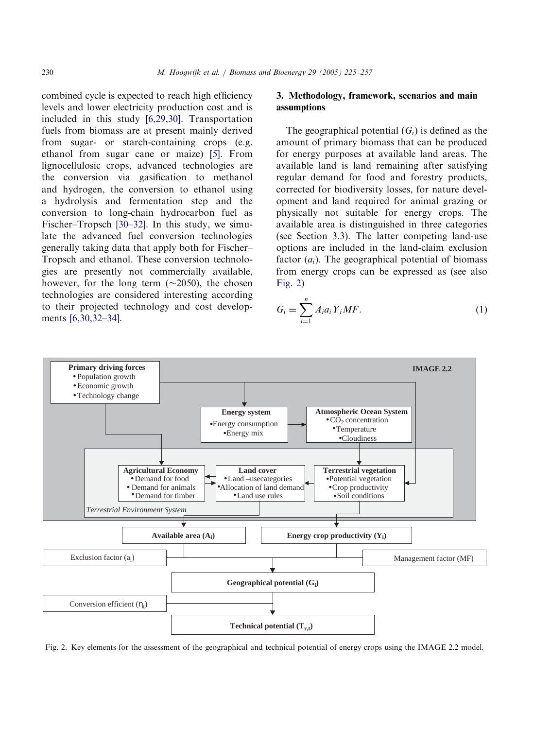combined cycle is expected to reach high efficiency levels and lower electricity production cost and is included in this study [6,29,30]. Transportation fuels from biomass are at present mainly derived from sugar- or starch-containing crops (e.g. ethanol from sugar cane or maize) [5]. From lignocellulosic crops, advanced technologies are the conversion via gasification to methanol and hydrogen, the conversion to ethanol using a hydrolysis and fermentation step and the conversion to long-chain hydrocarbon fuel as Fischer–Tropsch [30–32]. In this study, we simulate the advanced fuel conversion technologies generally taking data that apply both for Fischer–Tropsch and ethanol. These conversion technologies are presently not commercially available, however, for the long term (~2050), the chosen technologies are considered interesting according to their projected technology and cost developments [6,30,32–34].

## 3. Methodology, framework, scenarios and main assumptions

The geographical potential ($G_i$) is defined as the amount of primary biomass that can be produced for energy purposes at available land areas. The available land is land remaining after satisfying regular demand for food and forestry products, corrected for biodiversity losses, for nature development and land required for animal grazing or physically not suitable for energy crops. The available area is distinguished in three categories (see Section 3.3). The latter competing land-use options are included in the land-claim exclusion factor ($a_i$). The geographical potential of biomass from energy crops can be expressed as (see also Fig. 2)

$$G_i = \sum_{i=1}^{n} A_i a_i Y_i MF. \tag{1}$$

IMAGE 2.2

**Primary driving forces**
- Population growth
- Economic growth
- Technology change

**Energy system**
- Energy consumption
- Energy mix

**Atmospheric Ocean System**
- $CO_2$ concentration
- Temperature
- Cloudiness

*Terrestrial Environment System*

**Agricultural Economy**
- Demand for food
- Demand for animals
- Demand for timber

**Land cover**
- Land –usecategories
- Allocation of land demand
- Land use rules

**Terrestrial vegetation**
- Potential vegetation
- Crop productivity
- Soil conditions

**Available area ($A_i$)**

**Energy crop productivity ($Y_i$)**

Exclusion factor ($a_i$)

Management factor (MF)

**Geographical potential ($G_i$)**

Conversion efficient ($\eta_t$)

**Technical potential ($T_{r,t}$)**

Fig. 2. Key elements for the assessment of the geographical and technical potential of energy crops using the IMAGE 2.2 model.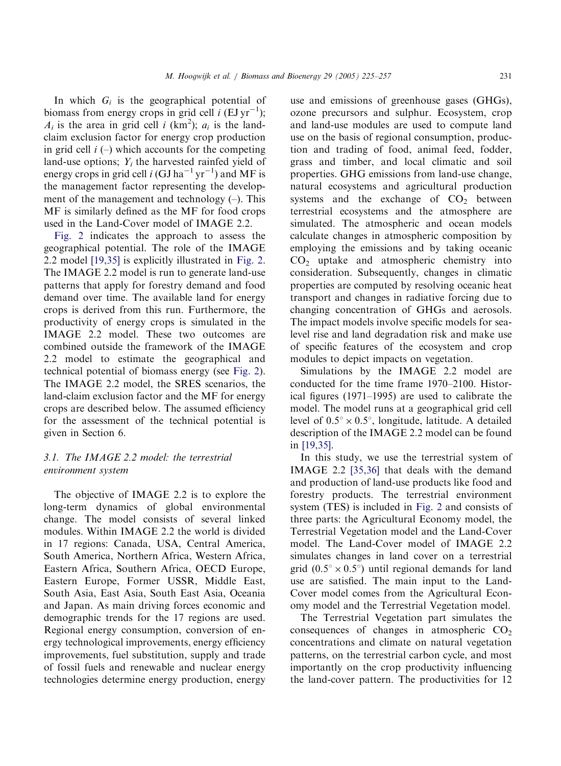In which $G_i$ is the geographical potential of biomass from energy crops in grid cell $i$ (EJ $yr^{-1}$); $A_i$ is the area in grid cell $i$ ($km^2$); $a_i$ is the land-claim exclusion factor for energy crop production in grid cell $i$ (–) which accounts for the competing land-use options; $Y_i$ the harvested rainfed yield of energy crops in grid cell $i$ (GJ $ha^{-1}$ $yr^{-1}$) and MF is the management factor representing the development of the management and technology (–). This MF is similarly defined as the MF for food crops used in the Land-Cover model of IMAGE 2.2.

Fig. 2 indicates the approach to assess the geographical potential. The role of the IMAGE 2.2 model [19,35] is explicitly illustrated in Fig. 2. The IMAGE 2.2 model is run to generate land-use patterns that apply for forestry demand and food demand over time. The available land for energy crops is derived from this run. Furthermore, the productivity of energy crops is simulated in the IMAGE 2.2 model. These two outcomes are combined outside the framework of the IMAGE 2.2 model to estimate the geographical and technical potential of biomass energy (see Fig. 2). The IMAGE 2.2 model, the SRES scenarios, the land-claim exclusion factor and the MF for energy crops are described below. The assumed efficiency for the assessment of the technical potential is given in Section 6.

### 3.1. The IMAGE 2.2 model: the terrestrial environment system

The objective of IMAGE 2.2 is to explore the long-term dynamics of global environmental change. The model consists of several linked modules. Within IMAGE 2.2 the world is divided in 17 regions: Canada, USA, Central America, South America, Northern Africa, Western Africa, Eastern Africa, Southern Africa, OECD Europe, Eastern Europe, Former USSR, Middle East, South Asia, East Asia, South East Asia, Oceania and Japan. As main driving forces economic and demographic trends for the 17 regions are used. Regional energy consumption, conversion of energy technological improvements, energy efficiency improvements, fuel substitution, supply and trade of fossil fuels and renewable and nuclear energy technologies determine energy production, energy use and emissions of greenhouse gases (GHGs), ozone precursors and sulphur. Ecosystem, crop and land-use modules are used to compute land use on the basis of regional consumption, production and trading of food, animal feed, fodder, grass and timber, and local climatic and soil properties. GHG emissions from land-use change, natural ecosystems and agricultural production systems and the exchange of $CO_2$ between terrestrial ecosystems and the atmosphere are simulated. The atmospheric and ocean models calculate changes in atmospheric composition by employing the emissions and by taking oceanic $CO_2$ uptake and atmospheric chemistry into consideration. Subsequently, changes in climatic properties are computed by resolving oceanic heat transport and changes in radiative forcing due to changing concentration of GHGs and aerosols. The impact models involve specific models for sea-level rise and land degradation risk and make use of specific features of the ecosystem and crop modules to depict impacts on vegetation.

Simulations by the IMAGE 2.2 model are conducted for the time frame 1970–2100. Historical figures (1971–1995) are used to calibrate the model. The model runs at a geographical grid cell level of $0.5^\circ \times 0.5^\circ$, longitude, latitude. A detailed description of the IMAGE 2.2 model can be found in [19,35].

In this study, we use the terrestrial system of IMAGE 2.2 [35,36] that deals with the demand and production of land-use products like food and forestry products. The terrestrial environment system (TES) is included in Fig. 2 and consists of three parts: the Agricultural Economy model, the Terrestrial Vegetation model and the Land-Cover model. The Land-Cover model of IMAGE 2.2 simulates changes in land cover on a terrestrial grid ($0.5^\circ \times 0.5^\circ$) until regional demands for land use are satisfied. The main input to the Land-Cover model comes from the Agricultural Economy model and the Terrestrial Vegetation model.

The Terrestrial Vegetation part simulates the consequences of changes in atmospheric $CO_2$ concentrations and climate on natural vegetation patterns, on the terrestrial carbon cycle, and most importantly on the crop productivity influencing the land-cover pattern. The productivities for 12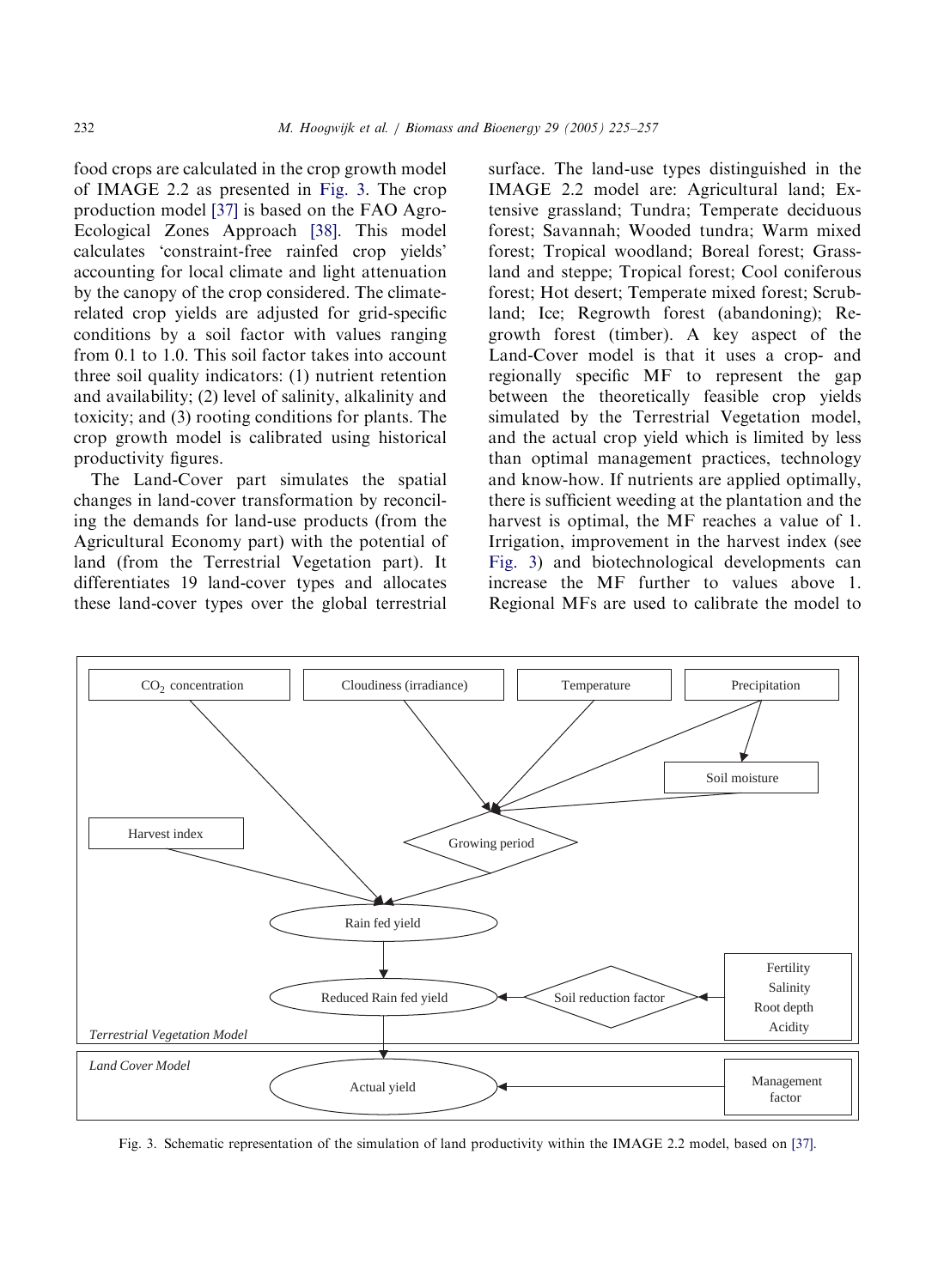food crops are calculated in the crop growth model of IMAGE 2.2 as presented in Fig. 3. The crop production model [37] is based on the FAO Agro-Ecological Zones Approach [38]. This model calculates 'constraint-free rainfed crop yields' accounting for local climate and light attenuation by the canopy of the crop considered. The climate-related crop yields are adjusted for grid-specific conditions by a soil factor with values ranging from 0.1 to 1.0. This soil factor takes into account three soil quality indicators: (1) nutrient retention and availability; (2) level of salinity, alkalinity and toxicity; and (3) rooting conditions for plants. The crop growth model is calibrated using historical productivity figures.

The Land-Cover part simulates the spatial changes in land-cover transformation by reconciling the demands for land-use products (from the Agricultural Economy part) with the potential of land (from the Terrestrial Vegetation part). It differentiates 19 land-cover types and allocates these land-cover types over the global terrestrial surface. The land-use types distinguished in the IMAGE 2.2 model are: Agricultural land; Extensive grassland; Tundra; Temperate deciduous forest; Savannah; Wooded tundra; Warm mixed forest; Tropical woodland; Boreal forest; Grassland and steppe; Tropical forest; Cool coniferous forest; Hot desert; Temperate mixed forest; Scrubland; Ice; Regrowth forest (abandoning); Regrowth forest (timber). A key aspect of the Land-Cover model is that it uses a crop- and regionally specific MF to represent the gap between the theoretically feasible crop yields simulated by the Terrestrial Vegetation model, and the actual crop yield which is limited by less than optimal management practices, technology and know-how. If nutrients are applied optimally, there is sufficient weeding at the plantation and the harvest is optimal, the MF reaches a value of 1. Irrigation, improvement in the harvest index (see Fig. 3) and biotechnological developments can increase the MF further to values above 1. Regional MFs are used to calibrate the model to

Fig. 3. Schematic representation of the simulation of land productivity within the IMAGE 2.2 model, based on [37].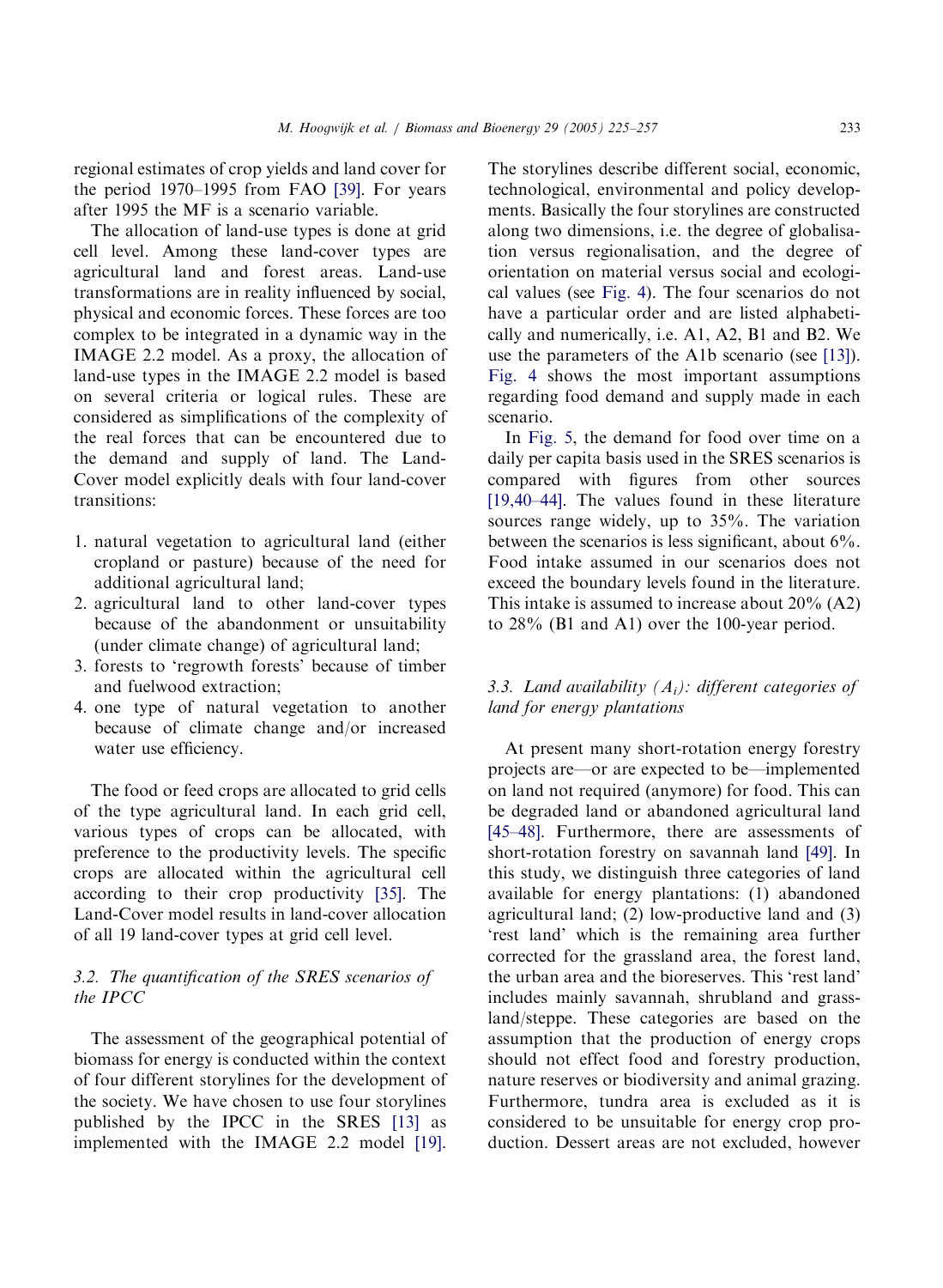regional estimates of crop yields and land cover for the period 1970–1995 from FAO [39]. For years after 1995 the MF is a scenario variable.

The allocation of land-use types is done at grid cell level. Among these land-cover types are agricultural land and forest areas. Land-use transformations are in reality influenced by social, physical and economic forces. These forces are too complex to be integrated in a dynamic way in the IMAGE 2.2 model. As a proxy, the allocation of land-use types in the IMAGE 2.2 model is based on several criteria or logical rules. These are considered as simplifications of the complexity of the real forces that can be encountered due to the demand and supply of land. The Land-Cover model explicitly deals with four land-cover transitions:

1. natural vegetation to agricultural land (either cropland or pasture) because of the need for additional agricultural land;
2. agricultural land to other land-cover types because of the abandonment or unsuitability (under climate change) of agricultural land;
3. forests to 'regrowth forests' because of timber and fuelwood extraction;
4. one type of natural vegetation to another because of climate change and/or increased water use efficiency.

The food or feed crops are allocated to grid cells of the type agricultural land. In each grid cell, various types of crops can be allocated, with preference to the productivity levels. The specific crops are allocated within the agricultural cell according to their crop productivity [35]. The Land-Cover model results in land-cover allocation of all 19 land-cover types at grid cell level.

### 3.2. The quantification of the SRES scenarios of the IPCC

The assessment of the geographical potential of biomass for energy is conducted within the context of four different storylines for the development of the society. We have chosen to use four storylines published by the IPCC in the SRES [13] as implemented with the IMAGE 2.2 model [19]. The storylines describe different social, economic, technological, environmental and policy developments. Basically the four storylines are constructed along two dimensions, i.e. the degree of globalisation versus regionalisation, and the degree of orientation on material versus social and ecological values (see Fig. 4). The four scenarios do not have a particular order and are listed alphabetically and numerically, i.e. A1, A2, B1 and B2. We use the parameters of the A1b scenario (see [13]). Fig. 4 shows the most important assumptions regarding food demand and supply made in each scenario.

In Fig. 5, the demand for food over time on a daily per capita basis used in the SRES scenarios is compared with figures from other sources [19,40–44]. The values found in these literature sources range widely, up to 35%. The variation between the scenarios is less significant, about 6%. Food intake assumed in our scenarios does not exceed the boundary levels found in the literature. This intake is assumed to increase about 20% (A2) to 28% (B1 and A1) over the 100-year period.

### 3.3. Land availability ($A_i$): different categories of land for energy plantations

At present many short-rotation energy forestry projects are—or are expected to be—implemented on land not required (anymore) for food. This can be degraded land or abandoned agricultural land [45–48]. Furthermore, there are assessments of short-rotation forestry on savannah land [49]. In this study, we distinguish three categories of land available for energy plantations: (1) abandoned agricultural land; (2) low-productive land and (3) 'rest land' which is the remaining area further corrected for the grassland area, the forest land, the urban area and the bioreserves. This 'rest land' includes mainly savannah, shrubland and grassland/steppe. These categories are based on the assumption that the production of energy crops should not effect food and forestry production, nature reserves or biodiversity and animal grazing. Furthermore, tundra area is excluded as it is considered to be unsuitable for energy crop production. Dessert areas are not excluded, however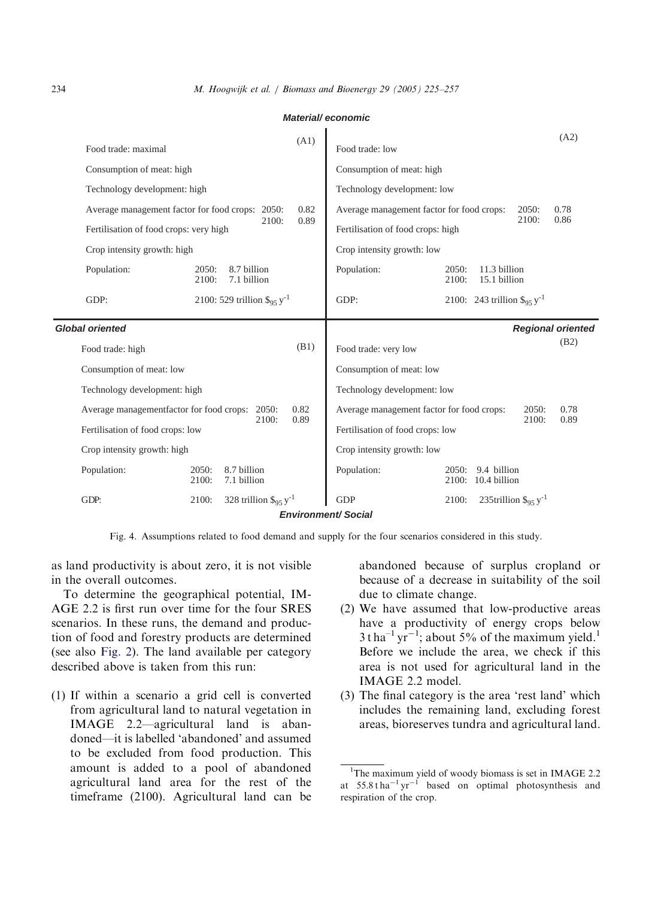**Material/ economic**

| (A1) | (A2) |
|---|---|
| Food trade: maximal | Food trade: low |
| Consumption of meat: high | Consumption of meat: high |
| Technology development: high | Technology development: low |
| Average management factor for food crops: 2050: 0.82; 2100: 0.89 | Average management factor for food crops: 2050: 0.78; 2100: 0.86 |
| Fertilisation of food crops: very high | Fertilisation of food crops: high |
| Crop intensity growth: high | Crop intensity growth: low |
| Population: 2050: 8.7 billion; 2100: 7.1 billion | Population: 2050: 11.3 billion; 2100: 15.1 billion |
| GDP: 2100: 529 trillion $\$_{95}\,y^{-1}$ | GDP: 2100: 243 trillion $\$_{95}\,y^{-1}$ |

**Global oriented** — **Regional oriented**

| (B1) | (B2) |
|---|---|
| Food trade: high | Food trade: very low |
| Consumption of meat: low | Consumption of meat: low |
| Technology development: high | Technology development: low |
| Average managementfactor for food crops: 2050: 0.82; 2100: 0.89 | Average management factor for food crops: 2050: 0.78; 2100: 0.89 |
| Fertilisation of food crops: low | Fertilisation of food crops: low |
| Crop intensity growth: high | Crop intensity growth: low |
| Population: 2050: 8.7 billion; 2100: 7.1 billion | Population: 2050: 9.4 billion; 2100: 10.4 billion |
| GDP: 2100: 328 trillion $\$_{95}\,y^{-1}$ | GDP 2100: 235trillion $\$_{95}\,y^{-1}$ |

**Environment/ Social**

Fig. 4. Assumptions related to food demand and supply for the four scenarios considered in this study.

as land productivity is about zero, it is not visible in the overall outcomes.

To determine the geographical potential, IMAGE 2.2 is first run over time for the four SRES scenarios. In these runs, the demand and production of food and forestry products are determined (see also Fig. 2). The land available per category described above is taken from this run:

(1) If within a scenario a grid cell is converted from agricultural land to natural vegetation in IMAGE 2.2—agricultural land is abandoned—it is labelled 'abandoned' and assumed to be excluded from food production. This amount is added to a pool of abandoned agricultural land area for the rest of the timeframe (2100). Agricultural land can be abandoned because of surplus cropland or because of a decrease in suitability of the soil due to climate change.

(2) We have assumed that low-productive areas have a productivity of energy crops below $3\,t\,ha^{-1}\,yr^{-1}$; about 5% of the maximum yield.[1] Before we include the area, we check if this area is not used for agricultural land in the IMAGE 2.2 model.

(3) The final category is the area 'rest land' which includes the remaining land, excluding forest areas, bioreserves tundra and agricultural land.

[1]The maximum yield of woody biomass is set in IMAGE 2.2 at $55.8\,t\,ha^{-1}\,yr^{-1}$ based on optimal photosynthesis and respiration of the crop.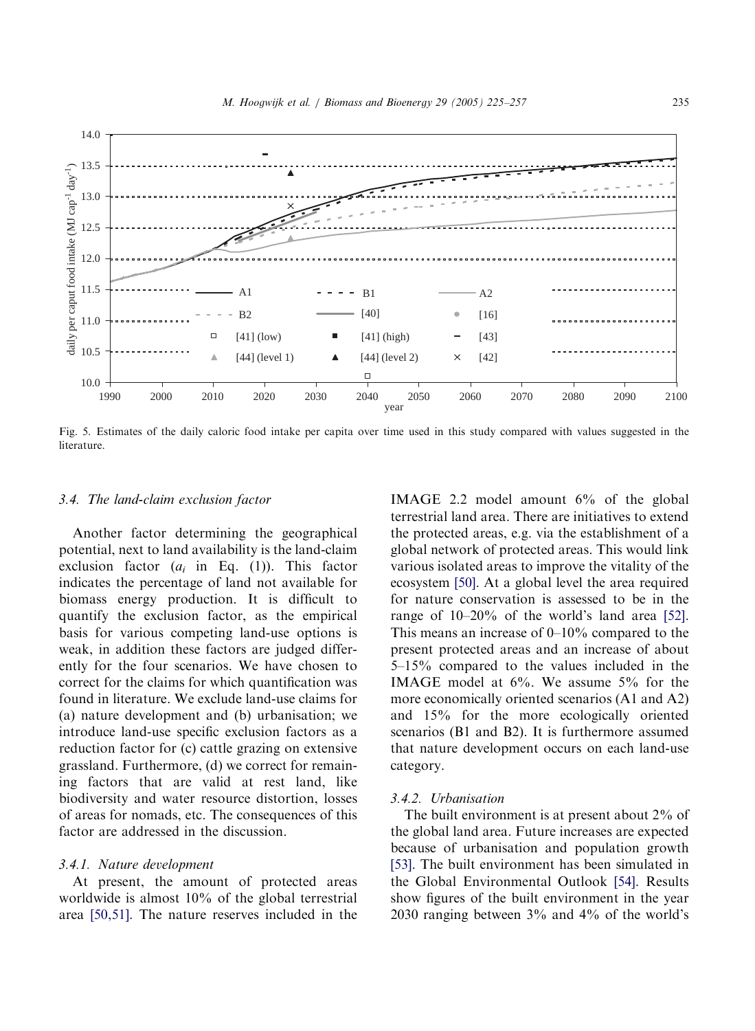Fig. 5. Estimates of the daily caloric food intake per capita over time used in this study compared with values suggested in the literature.

### 3.4. The land-claim exclusion factor

Another factor determining the geographical potential, next to land availability is the land-claim exclusion factor ($a_i$ in Eq. (1)). This factor indicates the percentage of land not available for biomass energy production. It is difficult to quantify the exclusion factor, as the empirical basis for various competing land-use options is weak, in addition these factors are judged differently for the four scenarios. We have chosen to correct for the claims for which quantification was found in literature. We exclude land-use claims for (a) nature development and (b) urbanisation; we introduce land-use specific exclusion factors as a reduction factor for (c) cattle grazing on extensive grassland. Furthermore, (d) we correct for remaining factors that are valid at rest land, like biodiversity and water resource distortion, losses of areas for nomads, etc. The consequences of this factor are addressed in the discussion.

#### 3.4.1. Nature development

At present, the amount of protected areas worldwide is almost 10% of the global terrestrial area [50,51]. The nature reserves included in the IMAGE 2.2 model amount 6% of the global terrestrial land area. There are initiatives to extend the protected areas, e.g. via the establishment of a global network of protected areas. This would link various isolated areas to improve the vitality of the ecosystem [50]. At a global level the area required for nature conservation is assessed to be in the range of 10–20% of the world's land area [52]. This means an increase of 0–10% compared to the present protected areas and an increase of about 5–15% compared to the values included in the IMAGE model at 6%. We assume 5% for the more economically oriented scenarios (A1 and A2) and 15% for the more ecologically oriented scenarios (B1 and B2). It is furthermore assumed that nature development occurs on each land-use category.

#### 3.4.2. Urbanisation

The built environment is at present about 2% of the global land area. Future increases are expected because of urbanisation and population growth [53]. The built environment has been simulated in the Global Environmental Outlook [54]. Results show figures of the built environment in the year 2030 ranging between 3% and 4% of the world's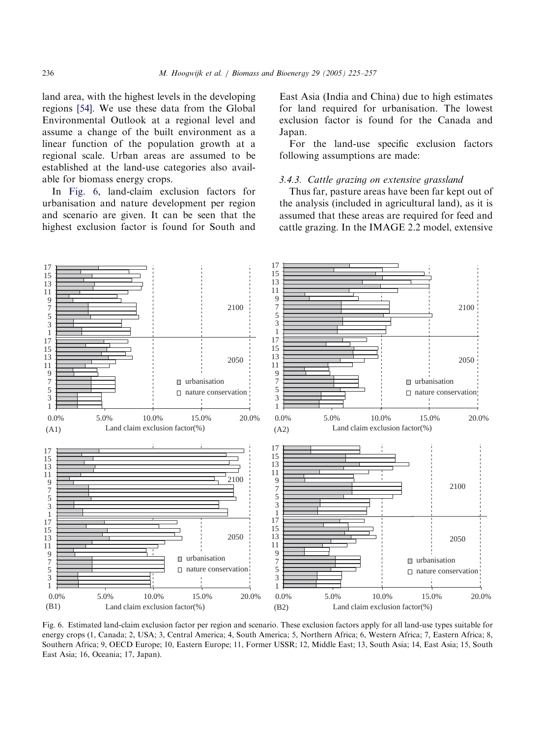land area, with the highest levels in the developing regions [54]. We use these data from the Global Environmental Outlook at a regional level and assume a change of the built environment as a linear function of the population growth at a regional scale. Urban areas are assumed to be established at the land-use categories also available for biomass energy crops.

In Fig. 6, land-claim exclusion factors for urbanisation and nature development per region and scenario are given. It can be seen that the highest exclusion factor is found for South and East Asia (India and China) due to high estimates for land required for urbanisation. The lowest exclusion factor is found for the Canada and Japan.

For the land-use specific exclusion factors following assumptions are made:

### 3.4.3. Cattle grazing on extensive grassland

Thus far, pasture areas have been far kept out of the analysis (included in agricultural land), as it is assumed that these areas are required for feed and cattle grazing. In the IMAGE 2.2 model, extensive

Fig. 6. Estimated land-claim exclusion factor per region and scenario. These exclusion factors apply for all land-use types suitable for energy crops (1, Canada; 2, USA; 3, Central America; 4, South America; 5, Northern Africa; 6, Western Africa; 7, Eastern Africa; 8, Southern Africa; 9, OECD Europe; 10, Eastern Europe; 11, Former USSR; 12, Middle East; 13, South Asia; 14, East Asia; 15, South East Asia; 16, Oceania; 17, Japan).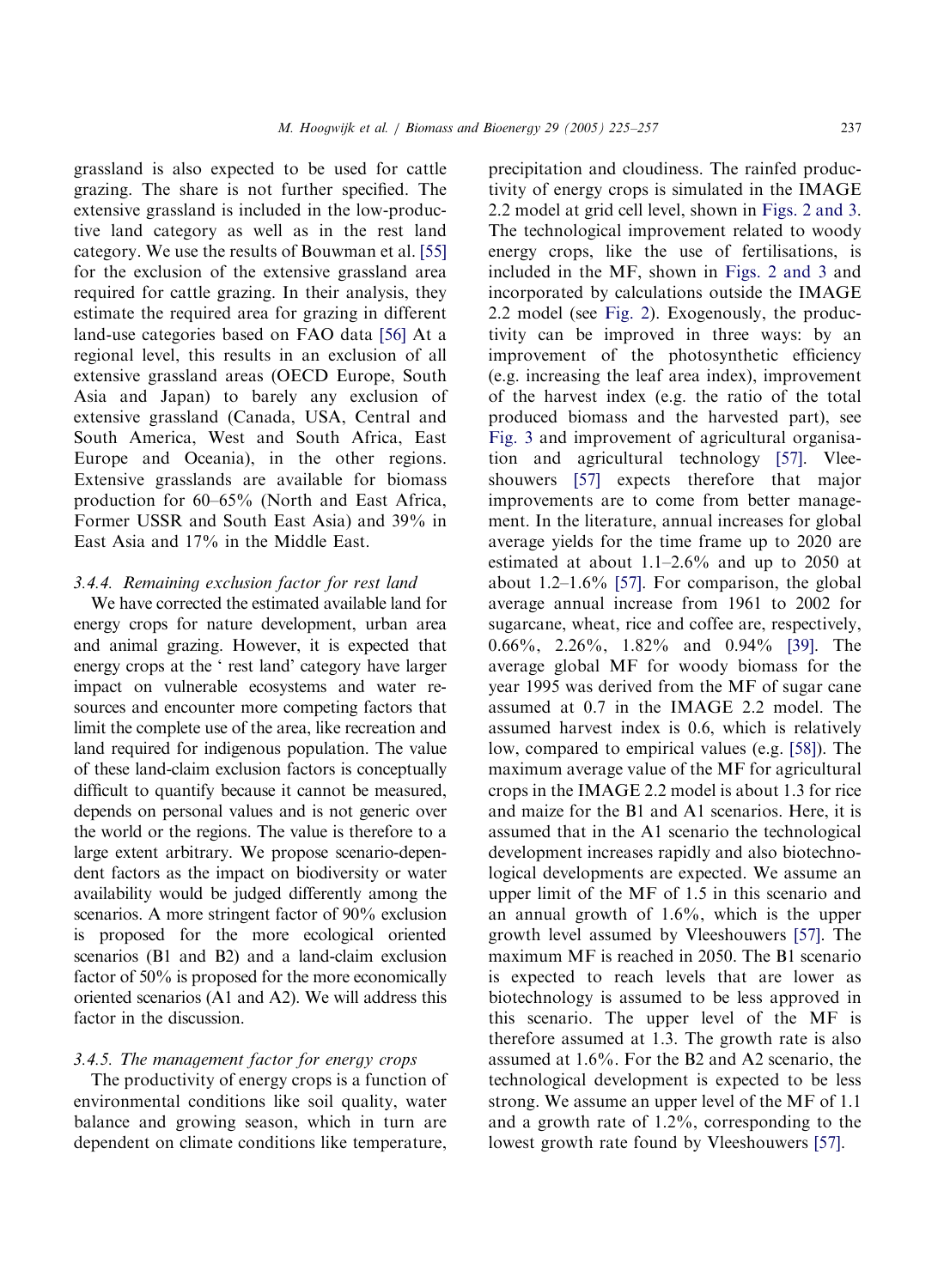grassland is also expected to be used for cattle grazing. The share is not further specified. The extensive grassland is included in the low-productive land category as well as in the rest land category. We use the results of Bouwman et al. [55] for the exclusion of the extensive grassland area required for cattle grazing. In their analysis, they estimate the required area for grazing in different land-use categories based on FAO data [56] At a regional level, this results in an exclusion of all extensive grassland areas (OECD Europe, South Asia and Japan) to barely any exclusion of extensive grassland (Canada, USA, Central and South America, West and South Africa, East Europe and Oceania), in the other regions. Extensive grasslands are available for biomass production for 60–65% (North and East Africa, Former USSR and South East Asia) and 39% in East Asia and 17% in the Middle East.

#### 3.4.4. Remaining exclusion factor for rest land

We have corrected the estimated available land for energy crops for nature development, urban area and animal grazing. However, it is expected that energy crops at the ‘ rest land’ category have larger impact on vulnerable ecosystems and water resources and encounter more competing factors that limit the complete use of the area, like recreation and land required for indigenous population. The value of these land-claim exclusion factors is conceptually difficult to quantify because it cannot be measured, depends on personal values and is not generic over the world or the regions. The value is therefore to a large extent arbitrary. We propose scenario-dependent factors as the impact on biodiversity or water availability would be judged differently among the scenarios. A more stringent factor of 90% exclusion is proposed for the more ecological oriented scenarios (B1 and B2) and a land-claim exclusion factor of 50% is proposed for the more economically oriented scenarios (A1 and A2). We will address this factor in the discussion.

#### 3.4.5. The management factor for energy crops

The productivity of energy crops is a function of environmental conditions like soil quality, water balance and growing season, which in turn are dependent on climate conditions like temperature, precipitation and cloudiness. The rainfed productivity of energy crops is simulated in the IMAGE 2.2 model at grid cell level, shown in Figs. 2 and 3. The technological improvement related to woody energy crops, like the use of fertilisations, is included in the MF, shown in Figs. 2 and 3 and incorporated by calculations outside the IMAGE 2.2 model (see Fig. 2). Exogenously, the productivity can be improved in three ways: by an improvement of the photosynthetic efficiency (e.g. increasing the leaf area index), improvement of the harvest index (e.g. the ratio of the total produced biomass and the harvested part), see Fig. 3 and improvement of agricultural organisation and agricultural technology [57]. Vleeshouwers [57] expects therefore that major improvements are to come from better management. In the literature, annual increases for global average yields for the time frame up to 2020 are estimated at about 1.1–2.6% and up to 2050 at about 1.2–1.6% [57]. For comparison, the global average annual increase from 1961 to 2002 for sugarcane, wheat, rice and coffee are, respectively, 0.66%, 2.26%, 1.82% and 0.94% [39]. The average global MF for woody biomass for the year 1995 was derived from the MF of sugar cane assumed at 0.7 in the IMAGE 2.2 model. The assumed harvest index is 0.6, which is relatively low, compared to empirical values (e.g. [58]). The maximum average value of the MF for agricultural crops in the IMAGE 2.2 model is about 1.3 for rice and maize for the B1 and A1 scenarios. Here, it is assumed that in the A1 scenario the technological development increases rapidly and also biotechnological developments are expected. We assume an upper limit of the MF of 1.5 in this scenario and an annual growth of 1.6%, which is the upper growth level assumed by Vleeshouwers [57]. The maximum MF is reached in 2050. The B1 scenario is expected to reach levels that are lower as biotechnology is assumed to be less approved in this scenario. The upper level of the MF is therefore assumed at 1.3. The growth rate is also assumed at 1.6%. For the B2 and A2 scenario, the technological development is expected to be less strong. We assume an upper level of the MF of 1.1 and a growth rate of 1.2%, corresponding to the lowest growth rate found by Vleeshouwers [57].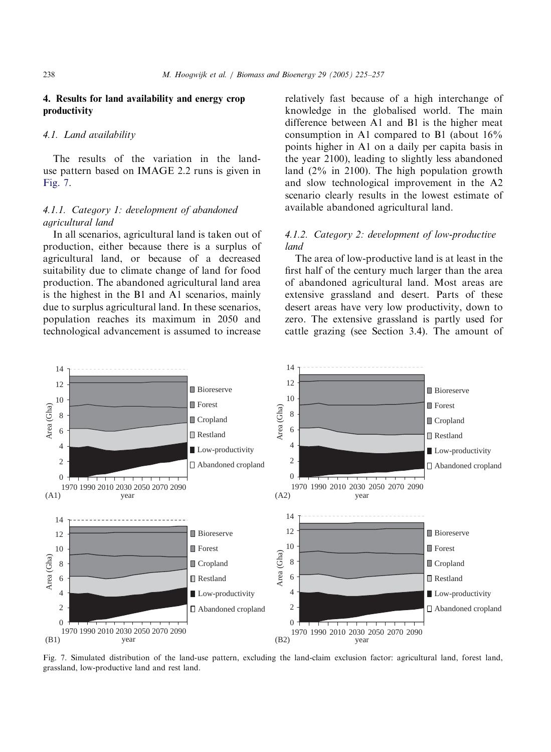## 4. Results for land availability and energy crop productivity

### 4.1. Land availability

The results of the variation in the land-use pattern based on IMAGE 2.2 runs is given in Fig. 7.

#### 4.1.1. Category 1: development of abandoned agricultural land

In all scenarios, agricultural land is taken out of production, either because there is a surplus of agricultural land, or because of a decreased suitability due to climate change of land for food production. The abandoned agricultural land area is the highest in the B1 and A1 scenarios, mainly due to surplus agricultural land. In these scenarios, population reaches its maximum in 2050 and technological advancement is assumed to increase relatively fast because of a high interchange of knowledge in the globalised world. The main difference between A1 and B1 is the higher meat consumption in A1 compared to B1 (about 16% points higher in A1 on a daily per capita basis in the year 2100), leading to slightly less abandoned land (2% in 2100). The high population growth and slow technological improvement in the A2 scenario clearly results in the lowest estimate of available abandoned agricultural land.

#### 4.1.2. Category 2: development of low-productive land

The area of low-productive land is at least in the first half of the century much larger than the area of abandoned agricultural land. Most areas are extensive grassland and desert. Parts of these desert areas have very low productivity, down to zero. The extensive grassland is partly used for cattle grazing (see Section 3.4). The amount of

Fig. 7. Simulated distribution of the land-use pattern, excluding the land-claim exclusion factor: agricultural land, forest land, grassland, low-productive land and rest land.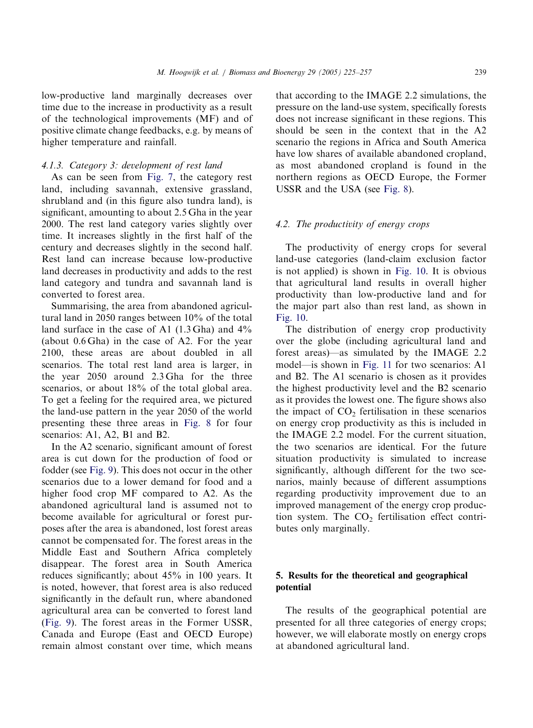low-productive land marginally decreases over time due to the increase in productivity as a result of the technological improvements (MF) and of positive climate change feedbacks, e.g. by means of higher temperature and rainfall.

#### 4.1.3. Category 3: development of rest land

As can be seen from Fig. 7, the category rest land, including savannah, extensive grassland, shrubland and (in this figure also tundra land), is significant, amounting to about 2.5 Gha in the year 2000. The rest land category varies slightly over time. It increases slightly in the first half of the century and decreases slightly in the second half. Rest land can increase because low-productive land decreases in productivity and adds to the rest land category and tundra and savannah land is converted to forest area.

Summarising, the area from abandoned agricultural land in 2050 ranges between 10% of the total land surface in the case of A1 (1.3 Gha) and 4% (about 0.6 Gha) in the case of A2. For the year 2100, these areas are about doubled in all scenarios. The total rest land area is larger, in the year 2050 around 2.3 Gha for the three scenarios, or about 18% of the total global area. To get a feeling for the required area, we pictured the land-use pattern in the year 2050 of the world presenting these three areas in Fig. 8 for four scenarios: A1, A2, B1 and B2.

In the A2 scenario, significant amount of forest area is cut down for the production of food or fodder (see Fig. 9). This does not occur in the other scenarios due to a lower demand for food and a higher food crop MF compared to A2. As the abandoned agricultural land is assumed not to become available for agricultural or forest purposes after the area is abandoned, lost forest areas cannot be compensated for. The forest areas in the Middle East and Southern Africa completely disappear. The forest area in South America reduces significantly; about 45% in 100 years. It is noted, however, that forest area is also reduced significantly in the default run, where abandoned agricultural area can be converted to forest land (Fig. 9). The forest areas in the Former USSR, Canada and Europe (East and OECD Europe) remain almost constant over time, which means that according to the IMAGE 2.2 simulations, the pressure on the land-use system, specifically forests does not increase significant in these regions. This should be seen in the context that in the A2 scenario the regions in Africa and South America have low shares of available abandoned cropland, as most abandoned cropland is found in the northern regions as OECD Europe, the Former USSR and the USA (see Fig. 8).

### 4.2. The productivity of energy crops

The productivity of energy crops for several land-use categories (land-claim exclusion factor is not applied) is shown in Fig. 10. It is obvious that agricultural land results in overall higher productivity than low-productive land and for the major part also than rest land, as shown in Fig. 10.

The distribution of energy crop productivity over the globe (including agricultural land and forest areas)—as simulated by the IMAGE 2.2 model—is shown in Fig. 11 for two scenarios: A1 and B2. The A1 scenario is chosen as it provides the highest productivity level and the B2 scenario as it provides the lowest one. The figure shows also the impact of $CO_2$ fertilisation in these scenarios on energy crop productivity as this is included in the IMAGE 2.2 model. For the current situation, the two scenarios are identical. For the future situation productivity is simulated to increase significantly, although different for the two scenarios, mainly because of different assumptions regarding productivity improvement due to an improved management of the energy crop production system. The $CO_2$ fertilisation effect contributes only marginally.

## 5. Results for the theoretical and geographical potential

The results of the geographical potential are presented for all three categories of energy crops; however, we will elaborate mostly on energy crops at abandoned agricultural land.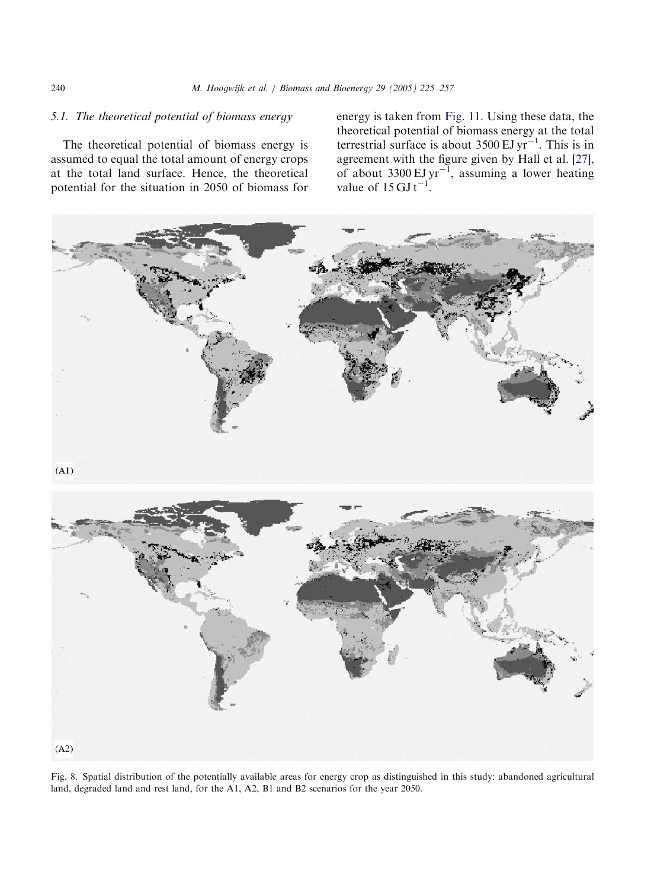### 5.1. The theoretical potential of biomass energy

The theoretical potential of biomass energy is assumed to equal the total amount of energy crops at the total land surface. Hence, the theoretical potential for the situation in 2050 of biomass for energy is taken from Fig. 11. Using these data, the theoretical potential of biomass energy at the total terrestrial surface is about 3500 EJ $yr^{-1}$. This is in agreement with the figure given by Hall et al. [27], of about 3300 EJ $yr^{-1}$, assuming a lower heating value of 15 GJ $t^{-1}$.

(A1)

(A2)

Fig. 8. Spatial distribution of the potentially available areas for energy crop as distinguished in this study: abandoned agricultural land, degraded land and rest land, for the A1, A2, B1 and B2 scenarios for the year 2050.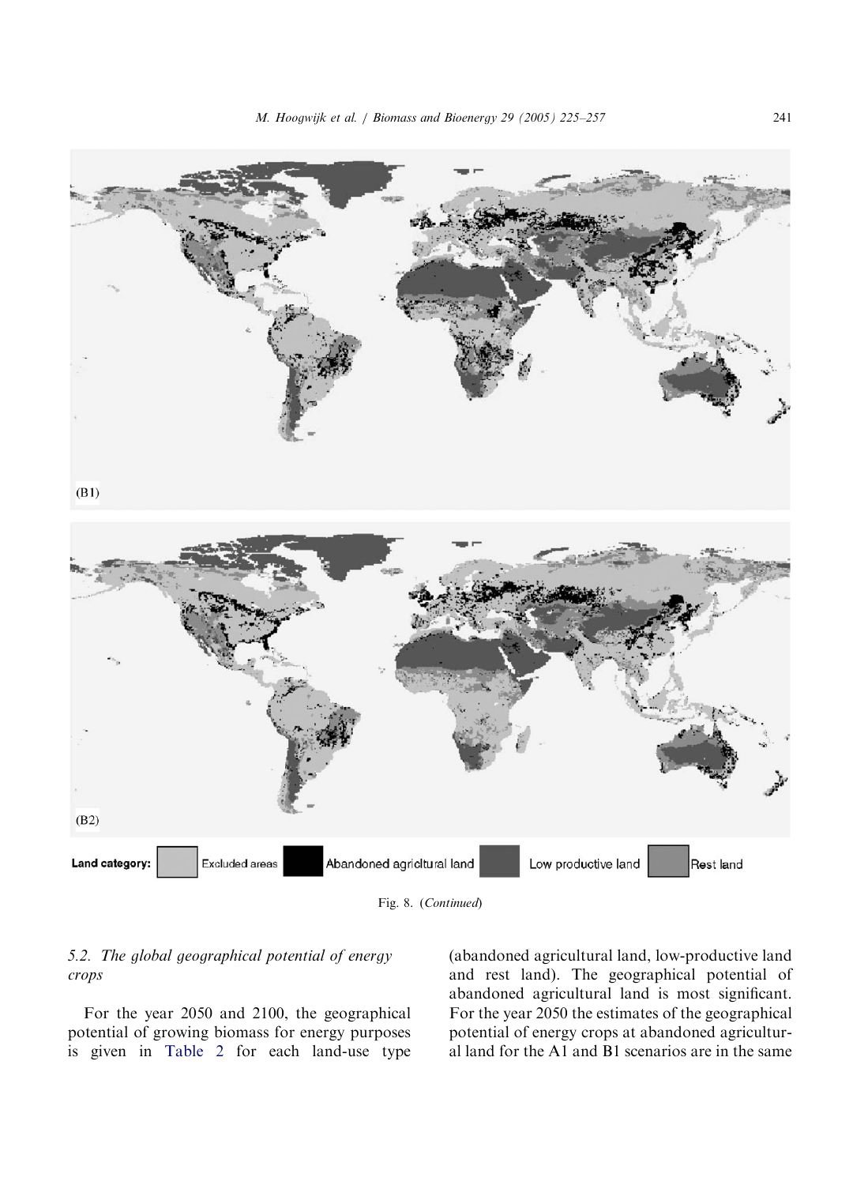(B1)

(B2)

Land category: Excluded areas | Abandoned agricltural land | Low productive land | Rest land

Fig. 8. (*Continued*)

### 5.2. The global geographical potential of energy crops

For the year 2050 and 2100, the geographical potential of growing biomass for energy purposes is given in Table 2 for each land-use type (abandoned agricultural land, low-productive land and rest land). The geographical potential of abandoned agricultural land is most significant. For the year 2050 the estimates of the geographical potential of energy crops at abandoned agricultural land for the A1 and B1 scenarios are in the same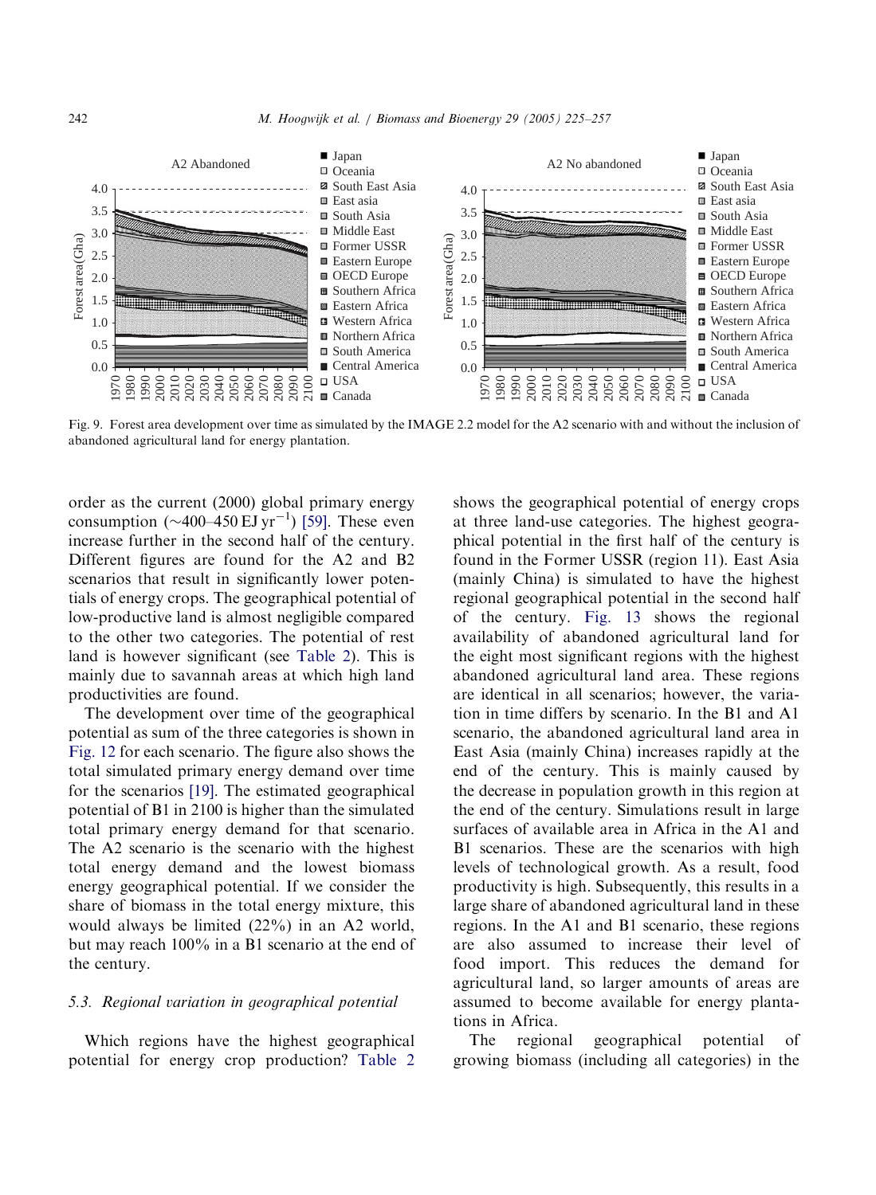Fig. 9. Forest area development over time as simulated by the IMAGE 2.2 model for the A2 scenario with and without the inclusion of abandoned agricultural land for energy plantation.

order as the current (2000) global primary energy consumption (~400–450 EJ $yr^{-1}$) [59]. These even increase further in the second half of the century. Different figures are found for the A2 and B2 scenarios that result in significantly lower potentials of energy crops. The geographical potential of low-productive land is almost negligible compared to the other two categories. The potential of rest land is however significant (see Table 2). This is mainly due to savannah areas at which high land productivities are found.

The development over time of the geographical potential as sum of the three categories is shown in Fig. 12 for each scenario. The figure also shows the total simulated primary energy demand over time for the scenarios [19]. The estimated geographical potential of B1 in 2100 is higher than the simulated total primary energy demand for that scenario. The A2 scenario is the scenario with the highest total energy demand and the lowest biomass energy geographical potential. If we consider the share of biomass in the total energy mixture, this would always be limited (22%) in an A2 world, but may reach 100% in a B1 scenario at the end of the century.

### 5.3. Regional variation in geographical potential

Which regions have the highest geographical potential for energy crop production? Table 2 shows the geographical potential of energy crops at three land-use categories. The highest geographical potential in the first half of the century is found in the Former USSR (region 11). East Asia (mainly China) is simulated to have the highest regional geographical potential in the second half of the century. Fig. 13 shows the regional availability of abandoned agricultural land for the eight most significant regions with the highest abandoned agricultural land area. These regions are identical in all scenarios; however, the variation in time differs by scenario. In the B1 and A1 scenario, the abandoned agricultural land area in East Asia (mainly China) increases rapidly at the end of the century. This is mainly caused by the decrease in population growth in this region at the end of the century. Simulations result in large surfaces of available area in Africa in the A1 and B1 scenarios. These are the scenarios with high levels of technological growth. As a result, food productivity is high. Subsequently, this results in a large share of abandoned agricultural land in these regions. In the A1 and B1 scenario, these regions are also assumed to increase their level of food import. This reduces the demand for agricultural land, so larger amounts of areas are assumed to become available for energy plantations in Africa.

The regional geographical potential of growing biomass (including all categories) in the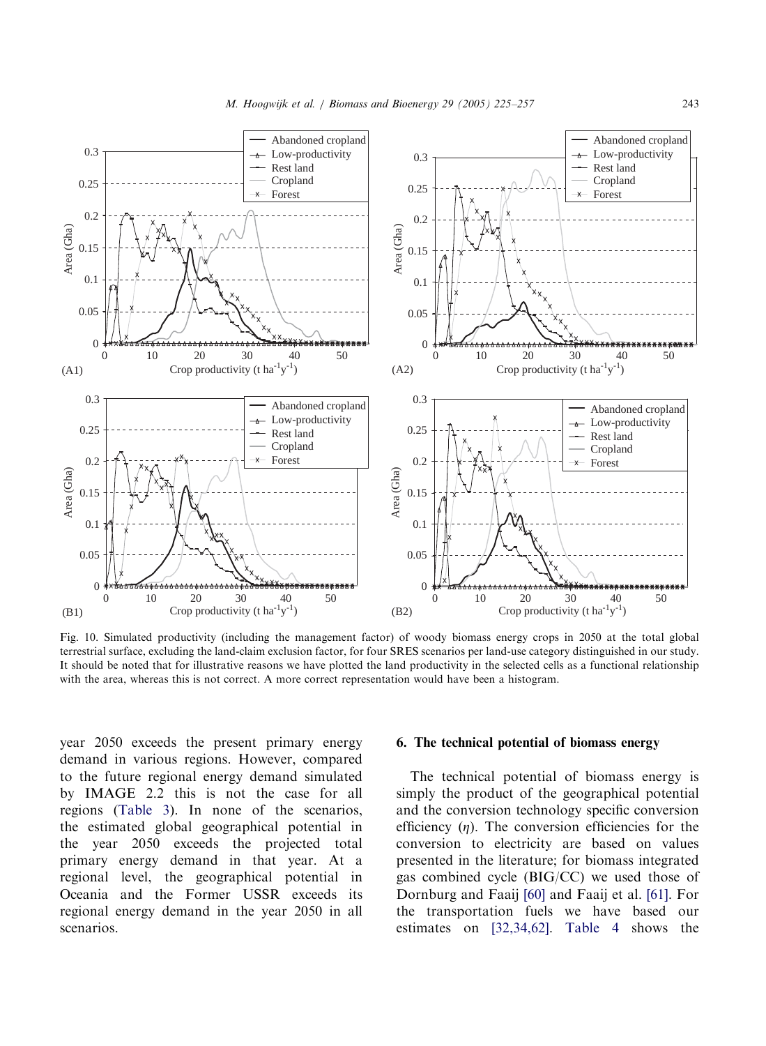Fig. 10. Simulated productivity (including the management factor) of woody biomass energy crops in 2050 at the total global terrestrial surface, excluding the land-claim exclusion factor, for four SRES scenarios per land-use category distinguished in our study. It should be noted that for illustrative reasons we have plotted the land productivity in the selected cells as a functional relationship with the area, whereas this is not correct. A more correct representation would have been a histogram.

year 2050 exceeds the present primary energy demand in various regions. However, compared to the future regional energy demand simulated by IMAGE 2.2 this is not the case for all regions (Table 3). In none of the scenarios, the estimated global geographical potential in the year 2050 exceeds the projected total primary energy demand in that year. At a regional level, the geographical potential in Oceania and the Former USSR exceeds its regional energy demand in the year 2050 in all scenarios.

## 6. The technical potential of biomass energy

The technical potential of biomass energy is simply the product of the geographical potential and the conversion technology specific conversion efficiency ($\eta$). The conversion efficiencies for the conversion to electricity are based on values presented in the literature; for biomass integrated gas combined cycle (BIG/CC) we used those of Dornburg and Faaij [60] and Faaij et al. [61]. For the transportation fuels we have based our estimates on [32,34,62]. Table 4 shows the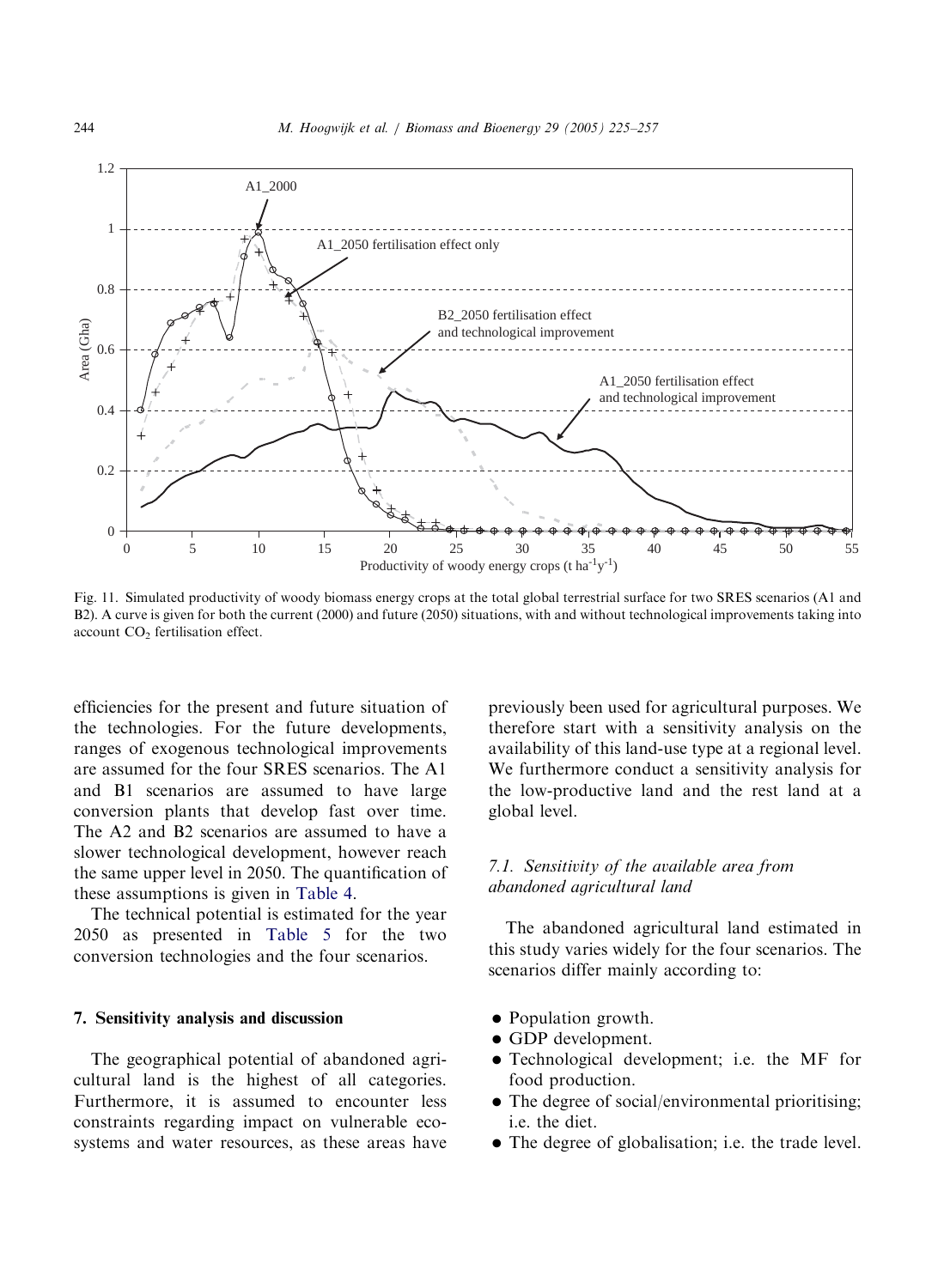Fig. 11. Simulated productivity of woody biomass energy crops at the total global terrestrial surface for two SRES scenarios (A1 and B2). A curve is given for both the current (2000) and future (2050) situations, with and without technological improvements taking into account $CO_2$ fertilisation effect.

efficiencies for the present and future situation of the technologies. For the future developments, ranges of exogenous technological improvements are assumed for the four SRES scenarios. The A1 and B1 scenarios are assumed to have large conversion plants that develop fast over time. The A2 and B2 scenarios are assumed to have a slower technological development, however reach the same upper level in 2050. The quantification of these assumptions is given in Table 4.

The technical potential is estimated for the year 2050 as presented in Table 5 for the two conversion technologies and the four scenarios.

## 7. Sensitivity analysis and discussion

The geographical potential of abandoned agricultural land is the highest of all categories. Furthermore, it is assumed to encounter less constraints regarding impact on vulnerable ecosystems and water resources, as these areas have previously been used for agricultural purposes. We therefore start with a sensitivity analysis on the availability of this land-use type at a regional level. We furthermore conduct a sensitivity analysis for the low-productive land and the rest land at a global level.

### 7.1. *Sensitivity of the available area from abandoned agricultural land*

The abandoned agricultural land estimated in this study varies widely for the four scenarios. The scenarios differ mainly according to:

- Population growth.
- GDP development.
- Technological development; i.e. the MF for food production.
- The degree of social/environmental prioritising; i.e. the diet.
- The degree of globalisation; i.e. the trade level.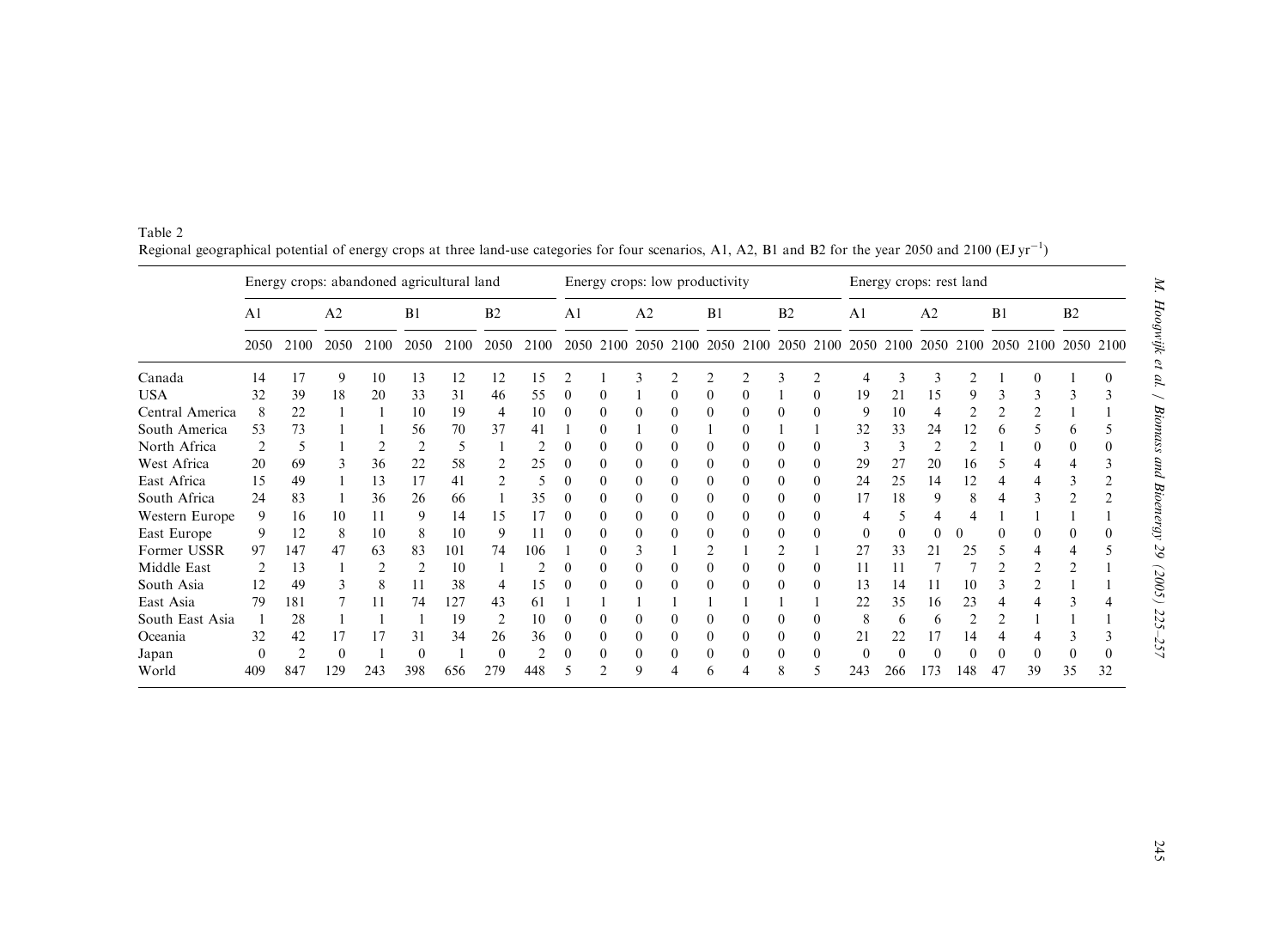Table 2
Regional geographical potential of energy crops at three land-use categories for four scenarios, A1, A2, B1 and B2 for the year 2050 and 2100 (EJ $yr^{-1}$)

| | Energy crops: abandoned agricultural land | | | | | | | | Energy crops: low productivity | | | | | | | | Energy crops: rest land | | | | | | | |
|---|---|---|---|---|---|---|---|---|---|---|---|---|---|---|---|---|---|---|---|---|---|---|---|---|
| | A1 | | A2 | | B1 | | B2 | | A1 | | A2 | | B1 | | B2 | | A1 | | A2 | | B1 | | B2 | |
| | 2050 | 2100 | 2050 | 2100 | 2050 | 2100 | 2050 | 2100 | 2050 | 2100 | 2050 | 2100 | 2050 | 2100 | 2050 | 2100 | 2050 | 2100 | 2050 | 2100 | 2050 | 2100 | 2050 | 2100 |
| Canada | 14 | 17 | 9 | 10 | 13 | 12 | 12 | 15 | 2 | 1 | 3 | 2 | 2 | 2 | 3 | 2 | 4 | 3 | 3 | 2 | 1 | 0 | 1 | 0 |
| USA | 32 | 39 | 18 | 20 | 33 | 31 | 46 | 55 | 0 | 0 | 1 | 0 | 0 | 0 | 1 | 0 | 19 | 21 | 15 | 9 | 3 | 3 | 3 | 3 |
| Central America | 8 | 22 | 1 | 1 | 10 | 19 | 4 | 10 | 0 | 0 | 0 | 0 | 0 | 0 | 0 | 0 | 9 | 10 | 4 | 2 | 2 | 2 | 1 | 1 |
| South America | 53 | 73 | 1 | 1 | 56 | 70 | 37 | 41 | 1 | 0 | 1 | 0 | 1 | 0 | 1 | 1 | 32 | 33 | 24 | 12 | 6 | 5 | 6 | 5 |
| North Africa | 2 | 5 | 1 | 2 | 2 | 5 | 1 | 2 | 0 | 0 | 0 | 0 | 0 | 0 | 0 | 0 | 3 | 3 | 2 | 2 | 1 | 0 | 0 | 0 |
| West Africa | 20 | 69 | 3 | 36 | 22 | 58 | 2 | 25 | 0 | 0 | 0 | 0 | 0 | 0 | 0 | 0 | 29 | 27 | 20 | 16 | 5 | 4 | 4 | 3 |
| East Africa | 15 | 49 | 1 | 13 | 17 | 41 | 2 | 5 | 0 | 0 | 0 | 0 | 0 | 0 | 0 | 0 | 24 | 25 | 14 | 12 | 4 | 4 | 3 | 2 |
| South Africa | 24 | 83 | 1 | 36 | 26 | 66 | 1 | 35 | 0 | 0 | 0 | 0 | 0 | 0 | 0 | 0 | 17 | 18 | 9 | 8 | 4 | 3 | 2 | 2 |
| Western Europe | 9 | 16 | 10 | 11 | 9 | 14 | 15 | 17 | 0 | 0 | 0 | 0 | 0 | 0 | 0 | 0 | 4 | 5 | 4 | 4 | 1 | 1 | 1 | 1 |
| East Europe | 9 | 12 | 8 | 10 | 8 | 10 | 9 | 11 | 0 | 0 | 0 | 0 | 0 | 0 | 0 | 0 | 0 | 0 | 0 | 0 | 0 | 0 | 0 | 0 |
| Former USSR | 97 | 147 | 47 | 63 | 83 | 101 | 74 | 106 | 1 | 0 | 3 | 1 | 2 | 1 | 2 | 1 | 27 | 33 | 21 | 25 | 5 | 4 | 4 | 5 |
| Middle East | 2 | 13 | 1 | 2 | 2 | 10 | 1 | 2 | 0 | 0 | 0 | 0 | 0 | 0 | 0 | 0 | 11 | 11 | 7 | 7 | 2 | 2 | 2 | 1 |
| South Asia | 12 | 49 | 3 | 8 | 11 | 38 | 4 | 15 | 0 | 0 | 0 | 0 | 0 | 0 | 0 | 0 | 13 | 14 | 11 | 10 | 3 | 2 | 1 | 1 |
| East Asia | 79 | 181 | 7 | 11 | 74 | 127 | 43 | 61 | 1 | 1 | 1 | 1 | 1 | 1 | 1 | 1 | 22 | 35 | 16 | 23 | 4 | 4 | 3 | 4 |
| South East Asia | 1 | 28 | 1 | 1 | 1 | 19 | 2 | 10 | 0 | 0 | 0 | 0 | 0 | 0 | 0 | 0 | 8 | 6 | 6 | 2 | 2 | 1 | 1 | 1 |
| Oceania | 32 | 42 | 17 | 17 | 31 | 34 | 26 | 36 | 0 | 0 | 0 | 0 | 0 | 0 | 0 | 0 | 21 | 22 | 17 | 14 | 4 | 4 | 3 | 3 |
| Japan | 0 | 2 | 0 | 1 | 0 | 1 | 0 | 2 | 0 | 0 | 0 | 0 | 0 | 0 | 0 | 0 | 0 | 0 | 0 | 0 | 0 | 0 | 0 | 0 |
| World | 409 | 847 | 129 | 243 | 398 | 656 | 279 | 448 | 5 | 2 | 9 | 4 | 6 | 4 | 8 | 5 | 243 | 266 | 173 | 148 | 47 | 39 | 35 | 32 |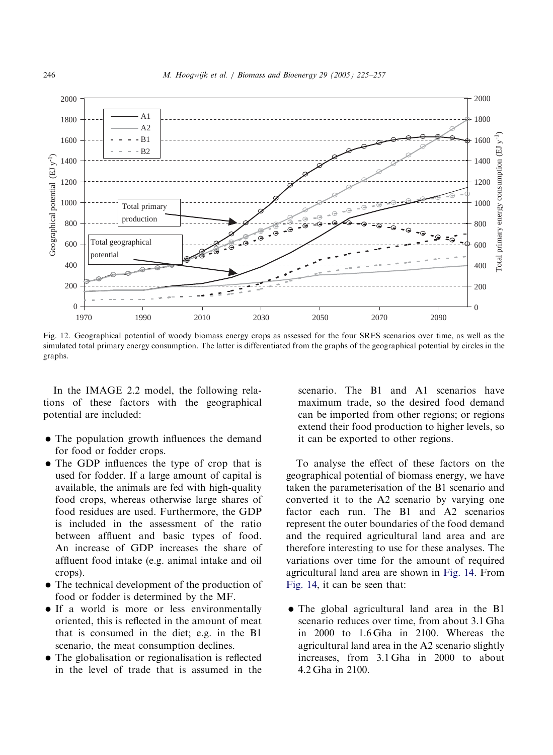Fig. 12. Geographical potential of woody biomass energy crops as assessed for the four SRES scenarios over time, as well as the simulated total primary energy consumption. The latter is differentiated from the graphs of the geographical potential by circles in the graphs.

In the IMAGE 2.2 model, the following relations of these factors with the geographical potential are included:

- The population growth influences the demand for food or fodder crops.
- The GDP influences the type of crop that is used for fodder. If a large amount of capital is available, the animals are fed with high-quality food crops, whereas otherwise large shares of food residues are used. Furthermore, the GDP is included in the assessment of the ratio between affluent and basic types of food. An increase of GDP increases the share of affluent food intake (e.g. animal intake and oil crops).
- The technical development of the production of food or fodder is determined by the MF.
- If a world is more or less environmentally oriented, this is reflected in the amount of meat that is consumed in the diet; e.g. in the B1 scenario, the meat consumption declines.
- The globalisation or regionalisation is reflected in the level of trade that is assumed in the scenario. The B1 and A1 scenarios have maximum trade, so the desired food demand can be imported from other regions; or regions extend their food production to higher levels, so it can be exported to other regions.

To analyse the effect of these factors on the geographical potential of biomass energy, we have taken the parameterisation of the B1 scenario and converted it to the A2 scenario by varying one factor each run. The B1 and A2 scenarios represent the outer boundaries of the food demand and the required agricultural land area and are therefore interesting to use for these analyses. The variations over time for the amount of required agricultural land area are shown in Fig. 14. From Fig. 14, it can be seen that:

- The global agricultural land area in the B1 scenario reduces over time, from about 3.1 Gha in 2000 to 1.6 Gha in 2100. Whereas the agricultural land area in the A2 scenario slightly increases, from 3.1 Gha in 2000 to about 4.2 Gha in 2100.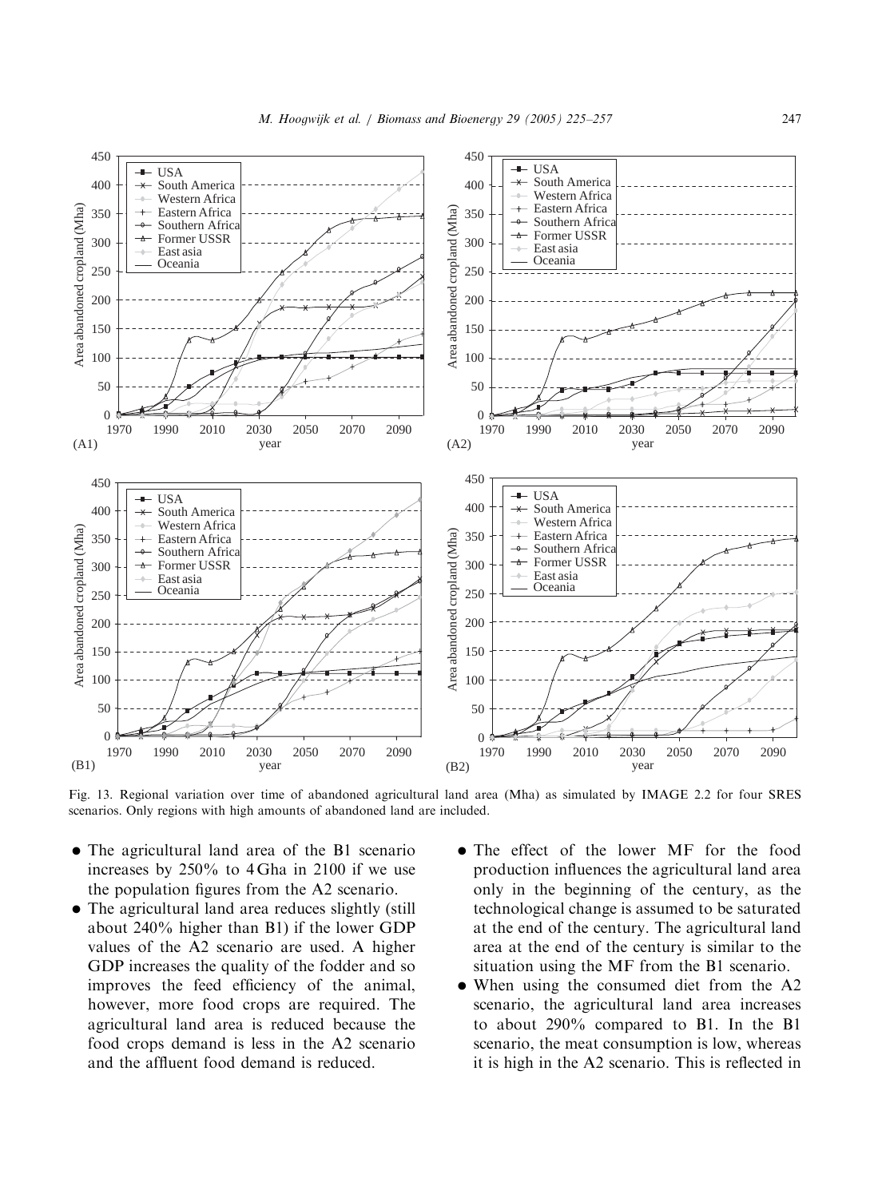Fig. 13. Regional variation over time of abandoned agricultural land area (Mha) as simulated by IMAGE 2.2 for four SRES scenarios. Only regions with high amounts of abandoned land are included.

- The agricultural land area of the B1 scenario increases by 250% to 4 Gha in 2100 if we use the population figures from the A2 scenario.
- The agricultural land area reduces slightly (still about 240% higher than B1) if the lower GDP values of the A2 scenario are used. A higher GDP increases the quality of the fodder and so improves the feed efficiency of the animal, however, more food crops are required. The agricultural land area is reduced because the food crops demand is less in the A2 scenario and the affluent food demand is reduced.
- The effect of the lower MF for the food production influences the agricultural land area only in the beginning of the century, as the technological change is assumed to be saturated at the end of the century. The agricultural land area at the end of the century is similar to the situation using the MF from the B1 scenario.
- When using the consumed diet from the A2 scenario, the agricultural land area increases to about 290% compared to B1. In the B1 scenario, the meat consumption is low, whereas it is high in the A2 scenario. This is reflected in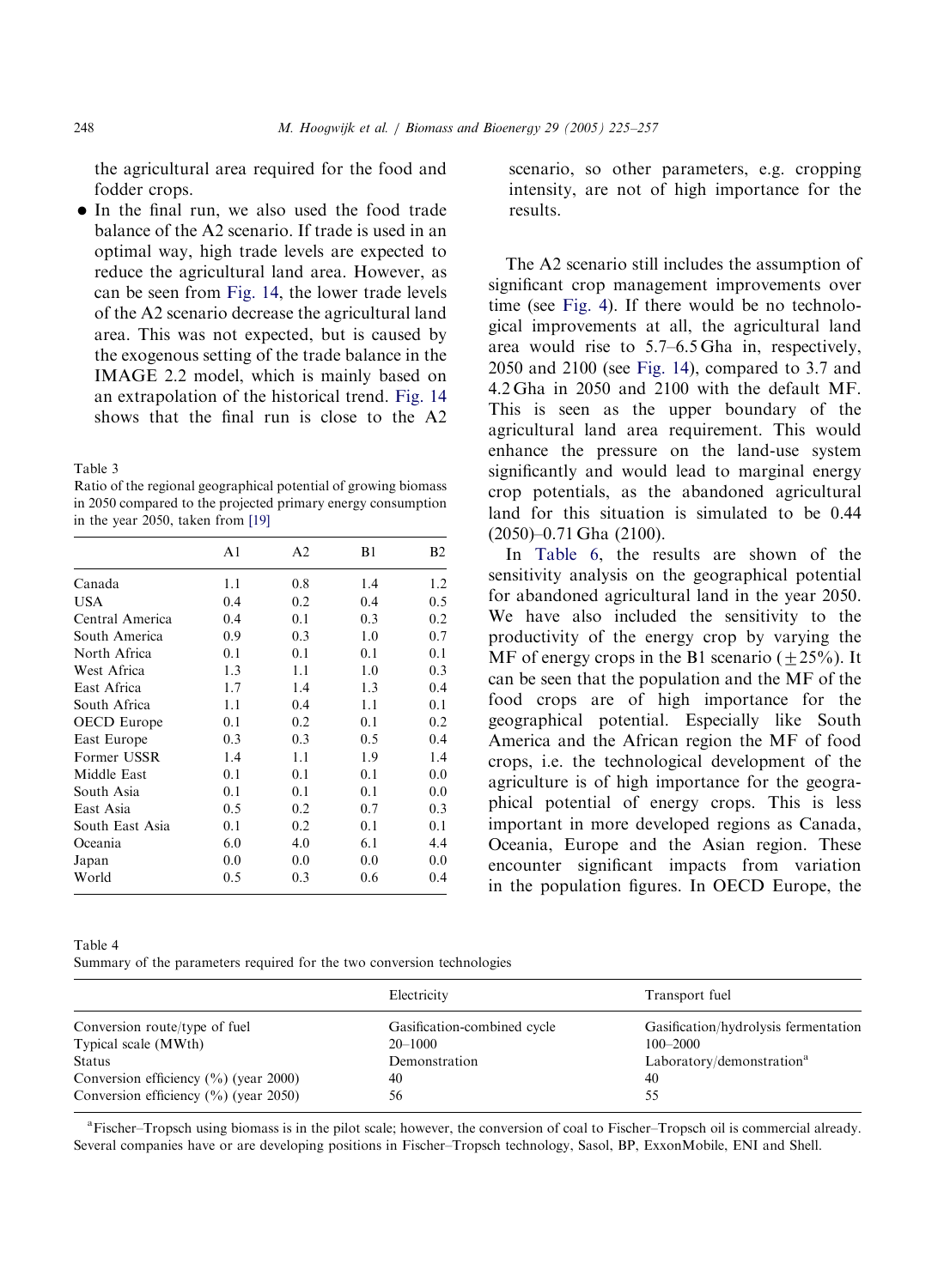the agricultural area required for the food and fodder crops.

- In the final run, we also used the food trade balance of the A2 scenario. If trade is used in an optimal way, high trade levels are expected to reduce the agricultural land area. However, as can be seen from Fig. 14, the lower trade levels of the A2 scenario decrease the agricultural land area. This was not expected, but is caused by the exogenous setting of the trade balance in the IMAGE 2.2 model, which is mainly based on an extrapolation of the historical trend. Fig. 14 shows that the final run is close to the A2 scenario, so other parameters, e.g. cropping intensity, are not of high importance for the results.

Table 3
Ratio of the regional geographical potential of growing biomass in 2050 compared to the projected primary energy consumption in the year 2050, taken from [19]

| | A1 | A2 | B1 | B2 |
|---|---|---|---|---|
| Canada | 1.1 | 0.8 | 1.4 | 1.2 |
| USA | 0.4 | 0.2 | 0.4 | 0.5 |
| Central America | 0.4 | 0.1 | 0.3 | 0.2 |
| South America | 0.9 | 0.3 | 1.0 | 0.7 |
| North Africa | 0.1 | 0.1 | 0.1 | 0.1 |
| West Africa | 1.3 | 1.1 | 1.0 | 0.3 |
| East Africa | 1.7 | 1.4 | 1.3 | 0.4 |
| South Africa | 1.1 | 0.4 | 1.1 | 0.1 |
| OECD Europe | 0.1 | 0.2 | 0.1 | 0.2 |
| East Europe | 0.3 | 0.3 | 0.5 | 0.4 |
| Former USSR | 1.4 | 1.1 | 1.9 | 1.4 |
| Middle East | 0.1 | 0.1 | 0.1 | 0.0 |
| South Asia | 0.1 | 0.1 | 0.1 | 0.0 |
| East Asia | 0.5 | 0.2 | 0.7 | 0.3 |
| South East Asia | 0.1 | 0.2 | 0.1 | 0.1 |
| Oceania | 6.0 | 4.0 | 6.1 | 4.4 |
| Japan | 0.0 | 0.0 | 0.0 | 0.0 |
| World | 0.5 | 0.3 | 0.6 | 0.4 |

The A2 scenario still includes the assumption of significant crop management improvements over time (see Fig. 4). If there would be no technological improvements at all, the agricultural land area would rise to 5.7–6.5 Gha in, respectively, 2050 and 2100 (see Fig. 14), compared to 3.7 and 4.2 Gha in 2050 and 2100 with the default MF. This is seen as the upper boundary of the agricultural land area requirement. This would enhance the pressure on the land-use system significantly and would lead to marginal energy crop potentials, as the abandoned agricultural land for this situation is simulated to be 0.44 (2050)–0.71 Gha (2100).

In Table 6, the results are shown of the sensitivity analysis on the geographical potential for abandoned agricultural land in the year 2050. We have also included the sensitivity to the productivity of the energy crop by varying the MF of energy crops in the B1 scenario ($\pm 25\%$). It can be seen that the population and the MF of the food crops are of high importance for the geographical potential. Especially like South America and the African region the MF of food crops, i.e. the technological development of the agriculture is of high importance for the geographical potential of energy crops. This is less important in more developed regions as Canada, Oceania, Europe and the Asian region. These encounter significant impacts from variation in the population figures. In OECD Europe, the

Table 4
Summary of the parameters required for the two conversion technologies

| | Electricity | Transport fuel |
|---|---|---|
| Conversion route/type of fuel | Gasification-combined cycle | Gasification/hydrolysis fermentation |
| Typical scale (MWth) | 20–1000 | 100–2000 |
| Status | Demonstration | Laboratory/demonstration[a] |
| Conversion efficiency (%) (year 2000) | 40 | 40 |
| Conversion efficiency (%) (year 2050) | 56 | 55 |

[a] Fischer–Tropsch using biomass is in the pilot scale; however, the conversion of coal to Fischer–Tropsch oil is commercial already. Several companies have or are developing positions in Fischer–Tropsch technology, Sasol, BP, ExxonMobile, ENI and Shell.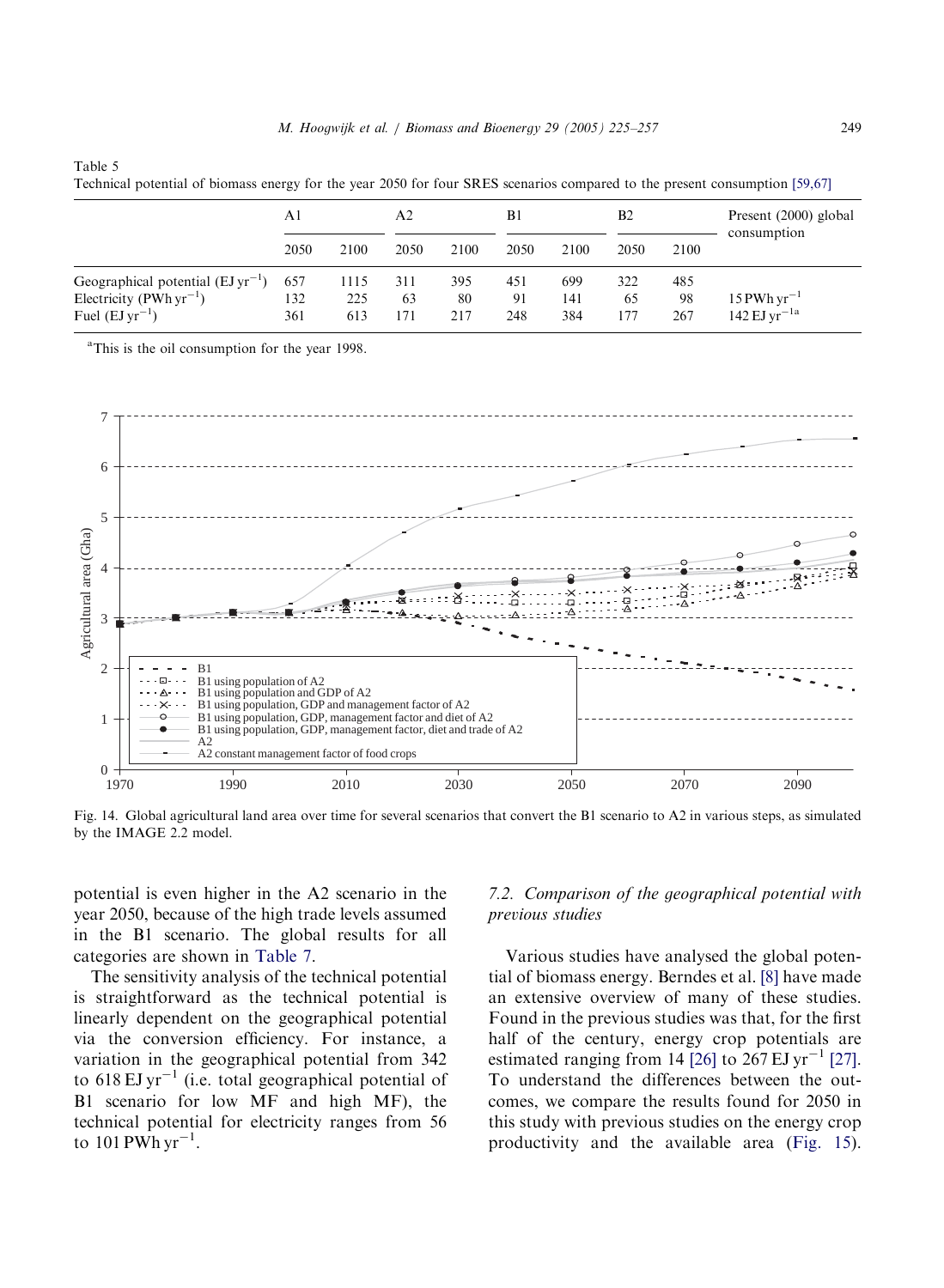Table 5
Technical potential of biomass energy for the year 2050 for four SRES scenarios compared to the present consumption [59,67]

| | A1 | | A2 | | B1 | | B2 | | Present (2000) global consumption |
|---|---|---|---|---|---|---|---|---|---|
| | 2050 | 2100 | 2050 | 2100 | 2050 | 2100 | 2050 | 2100 | |
| Geographical potential ($EJ\,yr^{-1}$) | 657 | 1115 | 311 | 395 | 451 | 699 | 322 | 485 | |
| Electricity ($PWh\,yr^{-1}$) | 132 | 225 | 63 | 80 | 91 | 141 | 65 | 98 | $15\,PWh\,yr^{-1}$ |
| Fuel ($EJ\,yr^{-1}$) | 361 | 613 | 171 | 217 | 248 | 384 | 177 | 267 | $142\,EJ\,yr^{-1}$ [a] |

[a] This is the oil consumption for the year 1998.

Fig. 14. Global agricultural land area over time for several scenarios that convert the B1 scenario to A2 in various steps, as simulated by the IMAGE 2.2 model.

potential is even higher in the A2 scenario in the year 2050, because of the high trade levels assumed in the B1 scenario. The global results for all categories are shown in Table 7.

The sensitivity analysis of the technical potential is straightforward as the technical potential is linearly dependent on the geographical potential via the conversion efficiency. For instance, a variation in the geographical potential from 342 to $618\,EJ\,yr^{-1}$ (i.e. total geographical potential of B1 scenario for low MF and high MF), the technical potential for electricity ranges from 56 to $101\,PWh\,yr^{-1}$.

### 7.2. Comparison of the geographical potential with previous studies

Various studies have analysed the global potential of biomass energy. Berndes et al. [8] have made an extensive overview of many of these studies. Found in the previous studies was that, for the first half of the century, energy crop potentials are estimated ranging from 14 [26] to $267\,EJ\,yr^{-1}$ [27]. To understand the differences between the outcomes, we compare the results found for 2050 in this study with previous studies on the energy crop productivity and the available area (Fig. 15).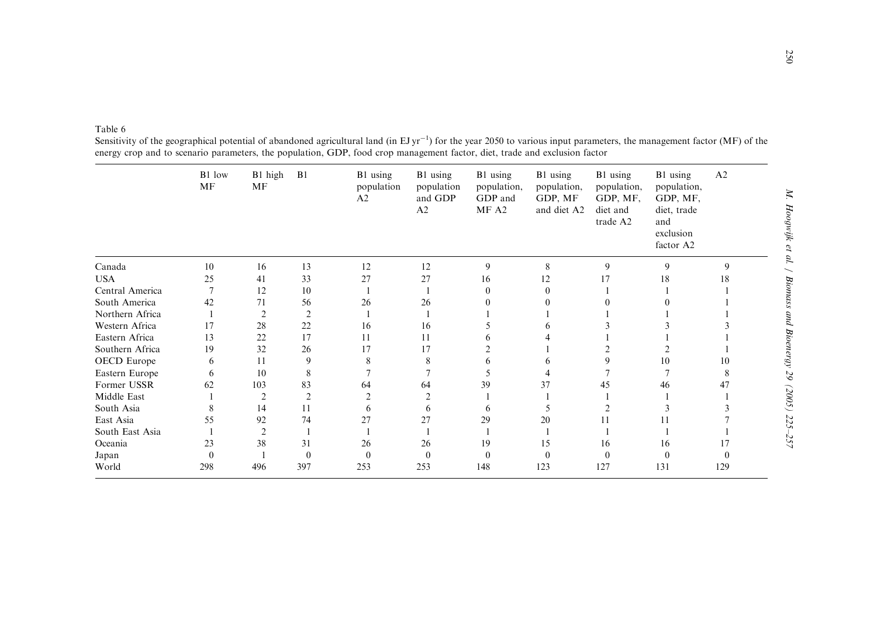Table 6

Sensitivity of the geographical potential of abandoned agricultural land (in EJ $yr^{-1}$) for the year 2050 to various input parameters, the management factor (MF) of the energy crop and to scenario parameters, the population, GDP, food crop management factor, diet, trade and exclusion factor

| | B1 low MF | B1 high MF | B1 | B1 using population A2 | B1 using population and GDP A2 | B1 using population, GDP and MF A2 | B1 using population, GDP, MF and diet A2 | B1 using population, GDP, MF, diet and trade A2 | B1 using population, GDP, MF, diet, trade and exclusion factor A2 | A2 |
|---|---|---|---|---|---|---|---|---|---|---|
| Canada | 10 | 16 | 13 | 12 | 12 | 9 | 8 | 9 | 9 | 9 |
| USA | 25 | 41 | 33 | 27 | 27 | 16 | 12 | 17 | 18 | 18 |
| Central America | 7 | 12 | 10 | 1 | 1 | 0 | 0 | 1 | 1 | 1 |
| South America | 42 | 71 | 56 | 26 | 26 | 0 | 0 | 0 | 0 | 1 |
| Northern Africa | 1 | 2 | 2 | 1 | 1 | 1 | 1 | 1 | 1 | 1 |
| Western Africa | 17 | 28 | 22 | 16 | 16 | 5 | 6 | 3 | 3 | 3 |
| Eastern Africa | 13 | 22 | 17 | 11 | 11 | 6 | 4 | 1 | 1 | 1 |
| Southern Africa | 19 | 32 | 26 | 17 | 17 | 2 | 1 | 2 | 2 | 1 |
| OECD Europe | 6 | 11 | 9 | 8 | 8 | 6 | 6 | 9 | 10 | 10 |
| Eastern Europe | 6 | 10 | 8 | 7 | 7 | 5 | 4 | 7 | 7 | 8 |
| Former USSR | 62 | 103 | 83 | 64 | 64 | 39 | 37 | 45 | 46 | 47 |
| Middle East | 1 | 2 | 2 | 2 | 2 | 1 | 1 | 1 | 1 | 1 |
| South Asia | 8 | 14 | 11 | 6 | 6 | 6 | 5 | 2 | 3 | 3 |
| East Asia | 55 | 92 | 74 | 27 | 27 | 29 | 20 | 11 | 11 | 7 |
| South East Asia | 1 | 2 | 1 | 1 | 1 | 1 | 1 | 1 | 1 | 1 |
| Oceania | 23 | 38 | 31 | 26 | 26 | 19 | 15 | 16 | 16 | 17 |
| Japan | 0 | 1 | 0 | 0 | 0 | 0 | 0 | 0 | 0 | 0 |
| World | 298 | 496 | 397 | 253 | 253 | 148 | 123 | 127 | 131 | 129 |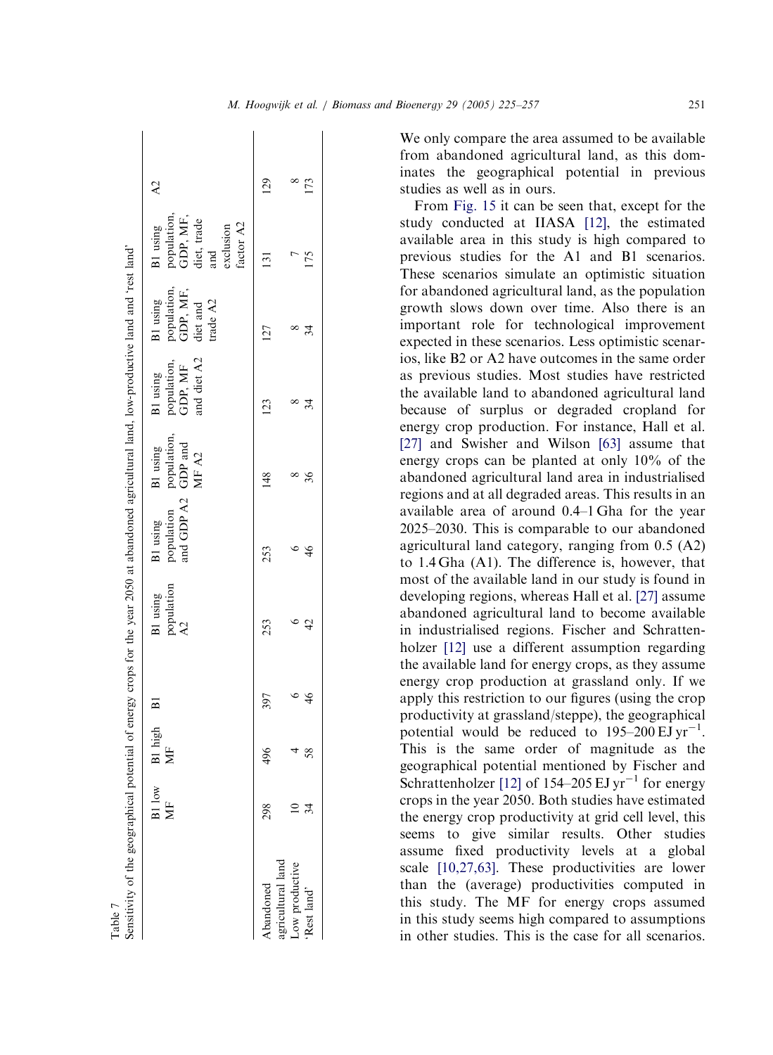Table 7
Sensitivity of the geographical potential of energy crops for the year 2050 at abandoned agricultural land, low-productive land and 'rest land'

| | B1 low MF | B1 high MF | B1 | B1 using population A2 | B1 using population and GDP A2 | B1 using population, GDP and MF A2 | B1 using population, GDP, MF and diet A2 | B1 using population, GDP, MF, diet and trade A2 | B1 using population, GDP, MF, diet, trade and exclusion factor A2 | A2 |
|---|---|---|---|---|---|---|---|---|---|---|
| Abandoned agricultural land | 298 | 496 | 397 | 253 | 253 | 148 | 123 | 127 | 131 | 129 |
| Low productive | 10 | 4 | 6 | 6 | 6 | 8 | 8 | 8 | 7 | 8 |
| 'Rest land' | 34 | 58 | 46 | 42 | 46 | 36 | 34 | 34 | 175 | 173 |

We only compare the area assumed to be available from abandoned agricultural land, as this dominates the geographical potential in previous studies as well as in ours.

From Fig. 15 it can be seen that, except for the study conducted at IIASA [12], the estimated available area in this study is high compared to previous studies for the A1 and B1 scenarios. These scenarios simulate an optimistic situation for abandoned agricultural land, as the population growth slows down over time. Also there is an important role for technological improvement expected in these scenarios. Less optimistic scenarios, like B2 or A2 have outcomes in the same order as previous studies. Most studies have restricted the available land to abandoned agricultural land because of surplus or degraded cropland for energy crop production. For instance, Hall et al. [27] and Swisher and Wilson [63] assume that energy crops can be planted at only 10% of the abandoned agricultural land area in industrialised regions and at all degraded areas. This results in an available area of around 0.4–1 Gha for the year 2025–2030. This is comparable to our abandoned agricultural land category, ranging from 0.5 (A2) to 1.4 Gha (A1). The difference is, however, that most of the available land in our study is found in developing regions, whereas Hall et al. [27] assume abandoned agricultural land to become available in industrialised regions. Fischer and Schrattenholzer [12] use a different assumption regarding the available land for energy crops, as they assume energy crop production at grassland only. If we apply this restriction to our figures (using the crop productivity at grassland/steppe), the geographical potential would be reduced to 195–200 $\mathrm{EJ\,yr^{-1}}$. This is the same order of magnitude as the geographical potential mentioned by Fischer and Schrattenholzer [12] of 154–205 $\mathrm{EJ\,yr^{-1}}$ for energy crops in the year 2050. Both studies have estimated the energy crop productivity at grid cell level, this seems to give similar results. Other studies assume fixed productivity levels at a global scale [10,27,63]. These productivities are lower than the (average) productivities computed in this study. The MF for energy crops assumed in this study seems high compared to assumptions in other studies. This is the case for all scenarios.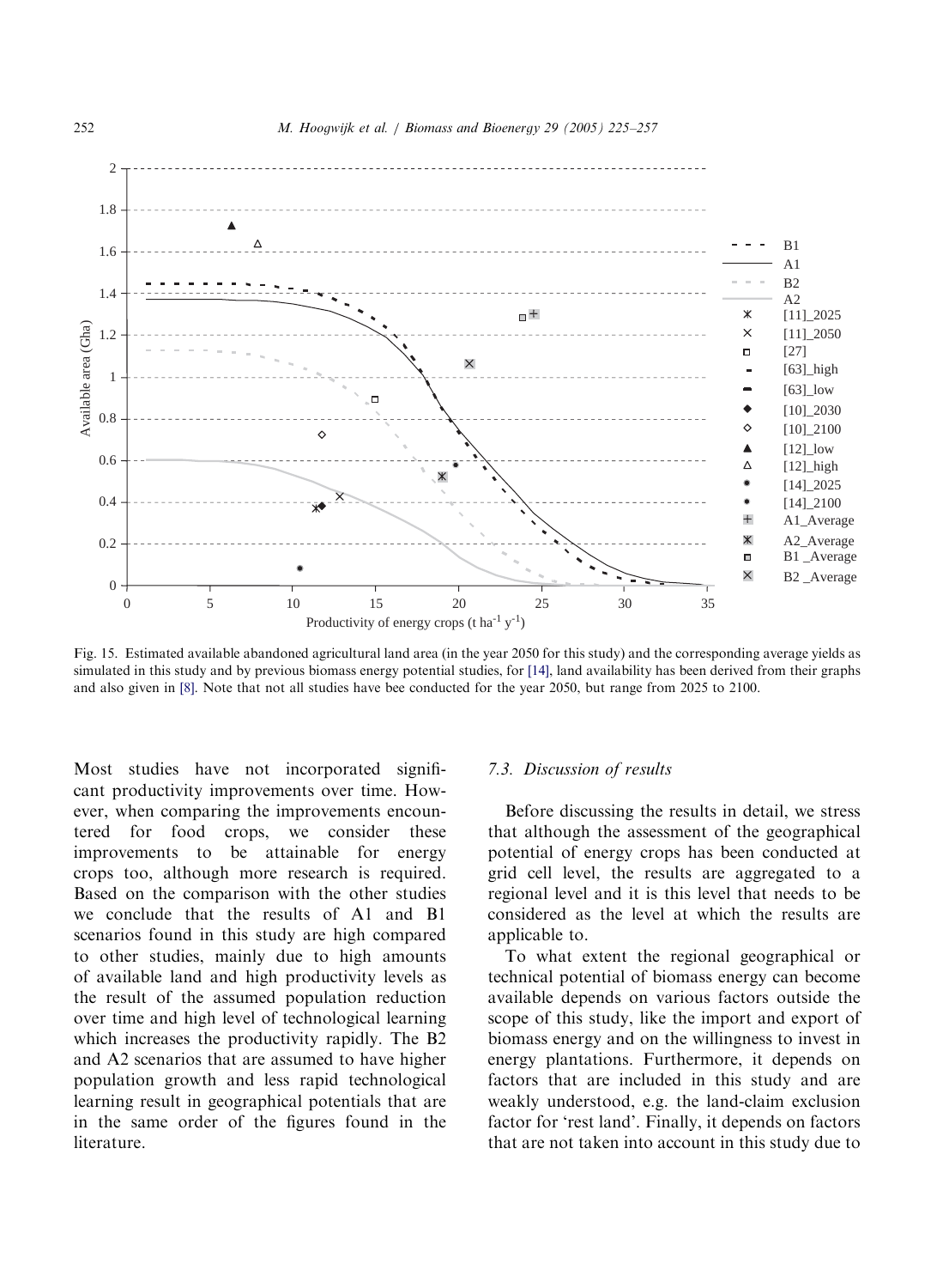Fig. 15. Estimated available abandoned agricultural land area (in the year 2050 for this study) and the corresponding average yields as simulated in this study and by previous biomass energy potential studies, for [14], land availability has been derived from their graphs and also given in [8]. Note that not all studies have bee conducted for the year 2050, but range from 2025 to 2100.

Most studies have not incorporated significant productivity improvements over time. However, when comparing the improvements encountered for food crops, we consider these improvements to be attainable for energy crops too, although more research is required. Based on the comparison with the other studies we conclude that the results of A1 and B1 scenarios found in this study are high compared to other studies, mainly due to high amounts of available land and high productivity levels as the result of the assumed population reduction over time and high level of technological learning which increases the productivity rapidly. The B2 and A2 scenarios that are assumed to have higher population growth and less rapid technological learning result in geographical potentials that are in the same order of the figures found in the literature.

### 7.3. Discussion of results

Before discussing the results in detail, we stress that although the assessment of the geographical potential of energy crops has been conducted at grid cell level, the results are aggregated to a regional level and it is this level that needs to be considered as the level at which the results are applicable to.

To what extent the regional geographical or technical potential of biomass energy can become available depends on various factors outside the scope of this study, like the import and export of biomass energy and on the willingness to invest in energy plantations. Furthermore, it depends on factors that are included in this study and are weakly understood, e.g. the land-claim exclusion factor for 'rest land'. Finally, it depends on factors that are not taken into account in this study due to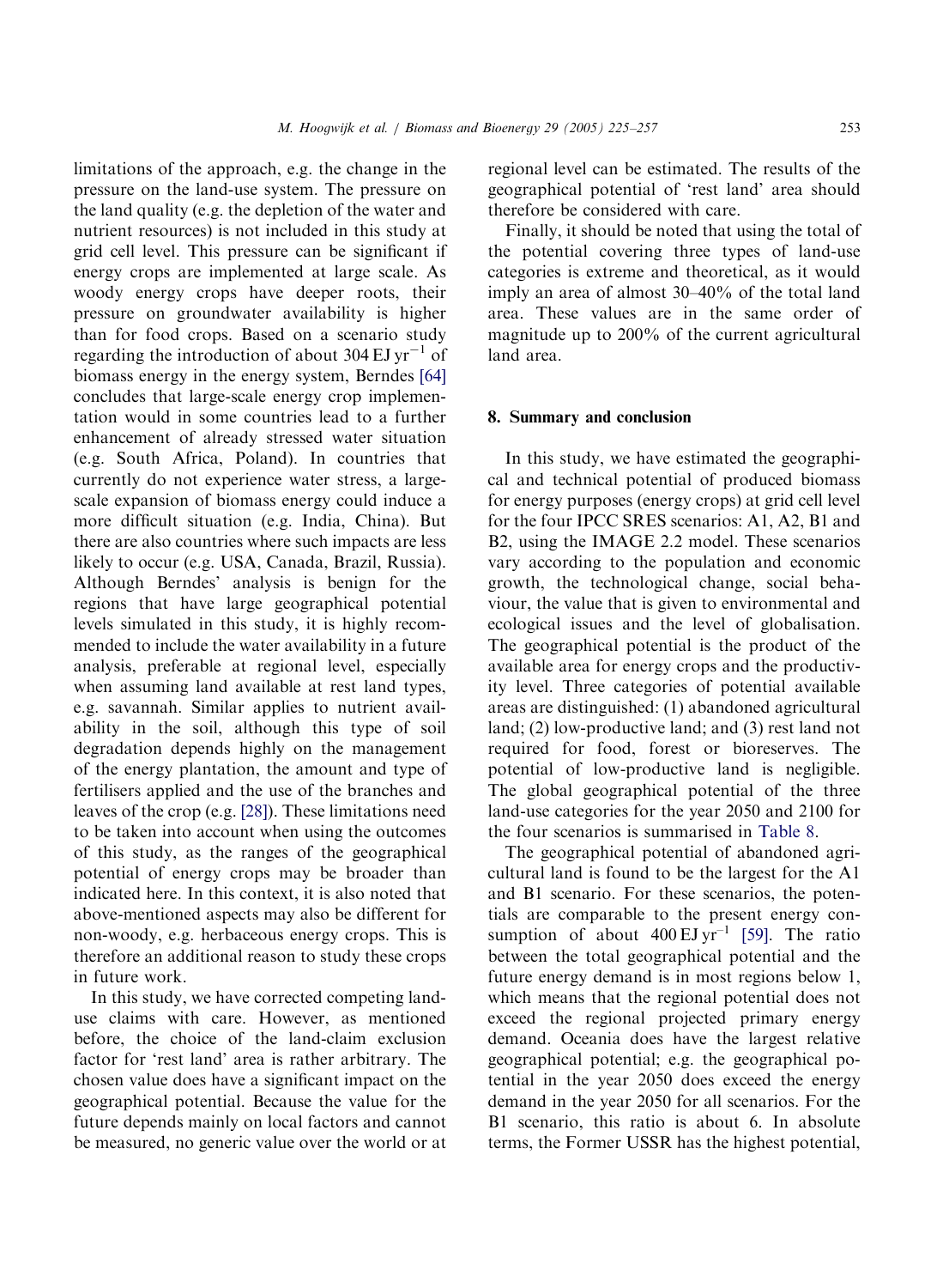limitations of the approach, e.g. the change in the pressure on the land-use system. The pressure on the land quality (e.g. the depletion of the water and nutrient resources) is not included in this study at grid cell level. This pressure can be significant if energy crops are implemented at large scale. As woody energy crops have deeper roots, their pressure on groundwater availability is higher than for food crops. Based on a scenario study regarding the introduction of about 304 EJ $yr^{-1}$ of biomass energy in the energy system, Berndes [64] concludes that large-scale energy crop implementation would in some countries lead to a further enhancement of already stressed water situation (e.g. South Africa, Poland). In countries that currently do not experience water stress, a large-scale expansion of biomass energy could induce a more difficult situation (e.g. India, China). But there are also countries where such impacts are less likely to occur (e.g. USA, Canada, Brazil, Russia). Although Berndes' analysis is benign for the regions that have large geographical potential levels simulated in this study, it is highly recommended to include the water availability in a future analysis, preferable at regional level, especially when assuming land available at rest land types, e.g. savannah. Similar applies to nutrient availability in the soil, although this type of soil degradation depends highly on the management of the energy plantation, the amount and type of fertilisers applied and the use of the branches and leaves of the crop (e.g. [28]). These limitations need to be taken into account when using the outcomes of this study, as the ranges of the geographical potential of energy crops may be broader than indicated here. In this context, it is also noted that above-mentioned aspects may also be different for non-woody, e.g. herbaceous energy crops. This is therefore an additional reason to study these crops in future work.

In this study, we have corrected competing land-use claims with care. However, as mentioned before, the choice of the land-claim exclusion factor for 'rest land' area is rather arbitrary. The chosen value does have a significant impact on the geographical potential. Because the value for the future depends mainly on local factors and cannot be measured, no generic value over the world or at regional level can be estimated. The results of the geographical potential of 'rest land' area should therefore be considered with care.

Finally, it should be noted that using the total of the potential covering three types of land-use categories is extreme and theoretical, as it would imply an area of almost 30–40% of the total land area. These values are in the same order of magnitude up to 200% of the current agricultural land area.

## 8. Summary and conclusion

In this study, we have estimated the geographical and technical potential of produced biomass for energy purposes (energy crops) at grid cell level for the four IPCC SRES scenarios: A1, A2, B1 and B2, using the IMAGE 2.2 model. These scenarios vary according to the population and economic growth, the technological change, social behaviour, the value that is given to environmental and ecological issues and the level of globalisation. The geographical potential is the product of the available area for energy crops and the productivity level. Three categories of potential available areas are distinguished: (1) abandoned agricultural land; (2) low-productive land; and (3) rest land not required for food, forest or bioreserves. The potential of low-productive land is negligible. The global geographical potential of the three land-use categories for the year 2050 and 2100 for the four scenarios is summarised in Table 8.

The geographical potential of abandoned agricultural land is found to be the largest for the A1 and B1 scenario. For these scenarios, the potentials are comparable to the present energy consumption of about 400 EJ $yr^{-1}$ [59]. The ratio between the total geographical potential and the future energy demand is in most regions below 1, which means that the regional potential does not exceed the regional projected primary energy demand. Oceania does have the largest relative geographical potential; e.g. the geographical potential in the year 2050 does exceed the energy demand in the year 2050 for all scenarios. For the B1 scenario, this ratio is about 6. In absolute terms, the Former USSR has the highest potential,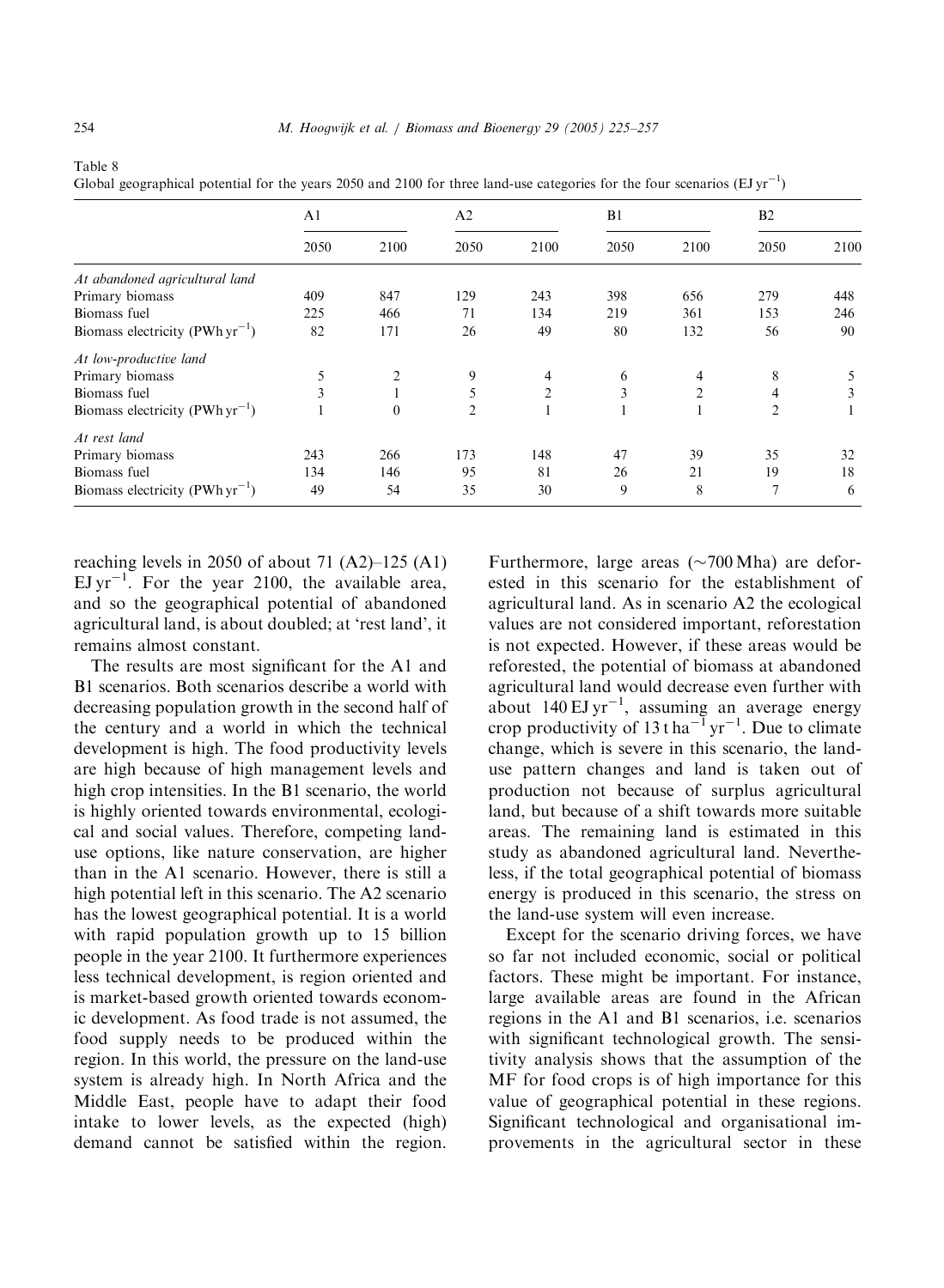Table 8
Global geographical potential for the years 2050 and 2100 for three land-use categories for the four scenarios (EJ $yr^{-1}$)

| | A1 | | A2 | | B1 | | B2 | |
|---|---|---|---|---|---|---|---|---|
| | 2050 | 2100 | 2050 | 2100 | 2050 | 2100 | 2050 | 2100 |
| *At abandoned agricultural land* | | | | | | | | |
| Primary biomass | 409 | 847 | 129 | 243 | 398 | 656 | 279 | 448 |
| Biomass fuel | 225 | 466 | 71 | 134 | 219 | 361 | 153 | 246 |
| Biomass electricity (PWh $yr^{-1}$) | 82 | 171 | 26 | 49 | 80 | 132 | 56 | 90 |
| *At low-productive land* | | | | | | | | |
| Primary biomass | 5 | 2 | 9 | 4 | 6 | 4 | 8 | 5 |
| Biomass fuel | 3 | 1 | 5 | 2 | 3 | 2 | 4 | 3 |
| Biomass electricity (PWh $yr^{-1}$) | 1 | 0 | 2 | 1 | 1 | 1 | 2 | 1 |
| *At rest land* | | | | | | | | |
| Primary biomass | 243 | 266 | 173 | 148 | 47 | 39 | 35 | 32 |
| Biomass fuel | 134 | 146 | 95 | 81 | 26 | 21 | 19 | 18 |
| Biomass electricity (PWh $yr^{-1}$) | 49 | 54 | 35 | 30 | 9 | 8 | 7 | 6 |

reaching levels in 2050 of about 71 (A2)–125 (A1) EJ $yr^{-1}$. For the year 2100, the available area, and so the geographical potential of abandoned agricultural land, is about doubled; at 'rest land', it remains almost constant.

The results are most significant for the A1 and B1 scenarios. Both scenarios describe a world with decreasing population growth in the second half of the century and a world in which the technical development is high. The food productivity levels are high because of high management levels and high crop intensities. In the B1 scenario, the world is highly oriented towards environmental, ecological and social values. Therefore, competing land-use options, like nature conservation, are higher than in the A1 scenario. However, there is still a high potential left in this scenario. The A2 scenario has the lowest geographical potential. It is a world with rapid population growth up to 15 billion people in the year 2100. It furthermore experiences less technical development, is region oriented and is market-based growth oriented towards economic development. As food trade is not assumed, the food supply needs to be produced within the region. In this world, the pressure on the land-use system is already high. In North Africa and the Middle East, people have to adapt their food intake to lower levels, as the expected (high) demand cannot be satisfied within the region. Furthermore, large areas (~700 Mha) are deforested in this scenario for the establishment of agricultural land. As in scenario A2 the ecological values are not considered important, reforestation is not expected. However, if these areas would be reforested, the potential of biomass at abandoned agricultural land would decrease even further with about 140 EJ $yr^{-1}$, assuming an average energy crop productivity of 13 t $ha^{-1}$ $yr^{-1}$. Due to climate change, which is severe in this scenario, the land-use pattern changes and land is taken out of production not because of surplus agricultural land, but because of a shift towards more suitable areas. The remaining land is estimated in this study as abandoned agricultural land. Nevertheless, if the total geographical potential of biomass energy is produced in this scenario, the stress on the land-use system will even increase.

Except for the scenario driving forces, we have so far not included economic, social or political factors. These might be important. For instance, large available areas are found in the African regions in the A1 and B1 scenarios, i.e. scenarios with significant technological growth. The sensitivity analysis shows that the assumption of the MF for food crops is of high importance for this value of geographical potential in these regions. Significant technological and organisational improvements in the agricultural sector in these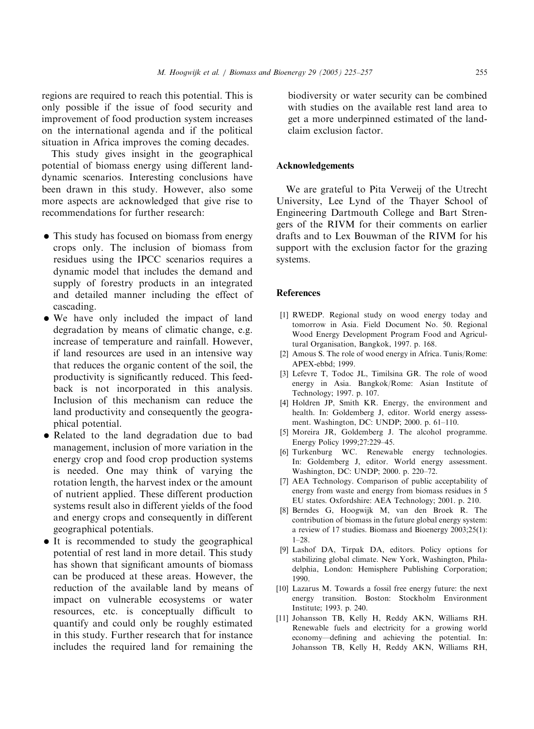regions are required to reach this potential. This is only possible if the issue of food security and improvement of food production system increases on the international agenda and if the political situation in Africa improves the coming decades.

This study gives insight in the geographical potential of biomass energy using different land-dynamic scenarios. Interesting conclusions have been drawn in this study. However, also some more aspects are acknowledged that give rise to recommendations for further research:

- This study has focused on biomass from energy crops only. The inclusion of biomass from residues using the IPCC scenarios requires a dynamic model that includes the demand and supply of forestry products in an integrated and detailed manner including the effect of cascading.
- We have only included the impact of land degradation by means of climatic change, e.g. increase of temperature and rainfall. However, if land resources are used in an intensive way that reduces the organic content of the soil, the productivity is significantly reduced. This feedback is not incorporated in this analysis. Inclusion of this mechanism can reduce the land productivity and consequently the geographical potential.
- Related to the land degradation due to bad management, inclusion of more variation in the energy crop and food crop production systems is needed. One may think of varying the rotation length, the harvest index or the amount of nutrient applied. These different production systems result also in different yields of the food and energy crops and consequently in different geographical potentials.
- It is recommended to study the geographical potential of rest land in more detail. This study has shown that significant amounts of biomass can be produced at these areas. However, the reduction of the available land by means of impact on vulnerable ecosystems or water resources, etc. is conceptually difficult to quantify and could only be roughly estimated in this study. Further research that for instance includes the required land for remaining the biodiversity or water security can be combined with studies on the available rest land area to get a more underpinned estimated of the land-claim exclusion factor.

## Acknowledgements

We are grateful to Pita Verweij of the Utrecht University, Lee Lynd of the Thayer School of Engineering Dartmouth College and Bart Strengers of the RIVM for their comments on earlier drafts and to Lex Bouwman of the RIVM for his support with the exclusion factor for the grazing systems.

## References

[1] RWEDP. Regional study on wood energy today and tomorrow in Asia. Field Document No. 50. Regional Wood Energy Development Program Food and Agricultural Organisation, Bangkok, 1997. p. 168.

[2] Amous S. The role of wood energy in Africa. Tunis/Rome: APEX-ebbd; 1999.

[3] Lefevre T, Todoc JL, Timilsina GR. The role of wood energy in Asia. Bangkok/Rome: Asian Institute of Technology; 1997. p. 107.

[4] Holdren JP, Smith KR. Energy, the environment and health. In: Goldemberg J, editor. World energy assessment. Washington, DC: UNDP; 2000. p. 61–110.

[5] Moreira JR, Goldemberg J. The alcohol programme. Energy Policy 1999;27:229–45.

[6] Turkenburg WC. Renewable energy technologies. In: Goldemberg J, editor. World energy assessment. Washington, DC: UNDP; 2000. p. 220–72.

[7] AEA Technology. Comparison of public acceptability of energy from waste and energy from biomass residues in 5 EU states. Oxfordshire: AEA Technology; 2001. p. 210.

[8] Berndes G, Hoogwijk M, van den Broek R. The contribution of biomass in the future global energy system: a review of 17 studies. Biomass and Bioenergy 2003;25(1): 1–28.

[9] Lashof DA, Tirpak DA, editors. Policy options for stabilizing global climate. New York, Washington, Philadelphia, London: Hemisphere Publishing Corporation; 1990.

[10] Lazarus M. Towards a fossil free energy future: the next energy transition. Boston: Stockholm Environment Institute; 1993. p. 240.

[11] Johansson TB, Kelly H, Reddy AKN, Williams RH. Renewable fuels and electricity for a growing world economy—defining and achieving the potential. In: Johansson TB, Kelly H, Reddy AKN, Williams RH,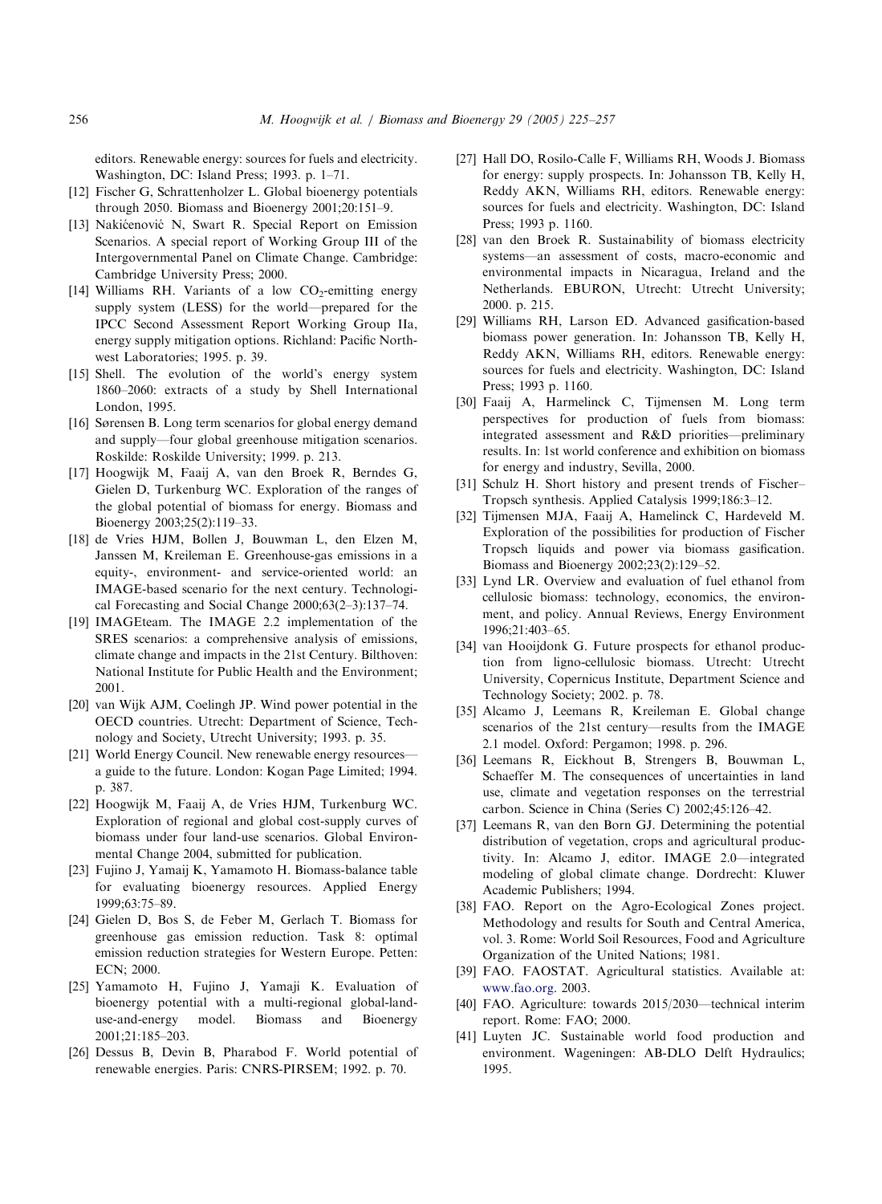editors. Renewable energy: sources for fuels and electricity. Washington, DC: Island Press; 1993. p. 1–71.

[12] Fischer G, Schrattenholzer L. Global bioenergy potentials through 2050. Biomass and Bioenergy 2001;20:151–9.

[13] Nakićenović N, Swart R. Special Report on Emission Scenarios. A special report of Working Group III of the Intergovernmental Panel on Climate Change. Cambridge: Cambridge University Press; 2000.

[14] Williams RH. Variants of a low $CO_2$-emitting energy supply system (LESS) for the world—prepared for the IPCC Second Assessment Report Working Group IIa, energy supply mitigation options. Richland: Pacific Northwest Laboratories; 1995. p. 39.

[15] Shell. The evolution of the world's energy system 1860–2060: extracts of a study by Shell International London, 1995.

[16] Sørensen B. Long term scenarios for global energy demand and supply—four global greenhouse mitigation scenarios. Roskilde: Roskilde University; 1999. p. 213.

[17] Hoogwijk M, Faaij A, van den Broek R, Berndes G, Gielen D, Turkenburg WC. Exploration of the ranges of the global potential of biomass for energy. Biomass and Bioenergy 2003;25(2):119–33.

[18] de Vries HJM, Bollen J, Bouwman L, den Elzen M, Janssen M, Kreileman E. Greenhouse-gas emissions in a equity-, environment- and service-oriented world: an IMAGE-based scenario for the next century. Technological Forecasting and Social Change 2000;63(2–3):137–74.

[19] IMAGEteam. The IMAGE 2.2 implementation of the SRES scenarios: a comprehensive analysis of emissions, climate change and impacts in the 21st Century. Bilthoven: National Institute for Public Health and the Environment; 2001.

[20] van Wijk AJM, Coelingh JP. Wind power potential in the OECD countries. Utrecht: Department of Science, Technology and Society, Utrecht University; 1993. p. 35.

[21] World Energy Council. New renewable energy resources—a guide to the future. London: Kogan Page Limited; 1994. p. 387.

[22] Hoogwijk M, Faaij A, de Vries HJM, Turkenburg WC. Exploration of regional and global cost-supply curves of biomass under four land-use scenarios. Global Environmental Change 2004, submitted for publication.

[23] Fujino J, Yamaij K, Yamamoto H. Biomass-balance table for evaluating bioenergy resources. Applied Energy 1999;63:75–89.

[24] Gielen D, Bos S, de Feber M, Gerlach T. Biomass for greenhouse gas emission reduction. Task 8: optimal emission reduction strategies for Western Europe. Petten: ECN; 2000.

[25] Yamamoto H, Fujino J, Yamaji K. Evaluation of bioenergy potential with a multi-regional global-land-use-and-energy model. Biomass and Bioenergy 2001;21:185–203.

[26] Dessus B, Devin B, Pharabod F. World potential of renewable energies. Paris: CNRS-PIRSEM; 1992. p. 70.

[27] Hall DO, Rosilo-Calle F, Williams RH, Woods J. Biomass for energy: supply prospects. In: Johansson TB, Kelly H, Reddy AKN, Williams RH, editors. Renewable energy: sources for fuels and electricity. Washington, DC: Island Press; 1993 p. 1160.

[28] van den Broek R. Sustainability of biomass electricity systems—an assessment of costs, macro-economic and environmental impacts in Nicaragua, Ireland and the Netherlands. EBURON, Utrecht: Utrecht University; 2000. p. 215.

[29] Williams RH, Larson ED. Advanced gasification-based biomass power generation. In: Johansson TB, Kelly H, Reddy AKN, Williams RH, editors. Renewable energy: sources for fuels and electricity. Washington, DC: Island Press; 1993 p. 1160.

[30] Faaij A, Harmelinck C, Tijmensen M. Long term perspectives for production of fuels from biomass: integrated assessment and R&D priorities—preliminary results. In: 1st world conference and exhibition on biomass for energy and industry, Sevilla, 2000.

[31] Schulz H. Short history and present trends of Fischer–Tropsch synthesis. Applied Catalysis 1999;186:3–12.

[32] Tijmensen MJA, Faaij A, Hamelinck C, Hardeveld M. Exploration of the possibilities for production of Fischer Tropsch liquids and power via biomass gasification. Biomass and Bioenergy 2002;23(2):129–52.

[33] Lynd LR. Overview and evaluation of fuel ethanol from cellulosic biomass: technology, economics, the environment, and policy. Annual Reviews, Energy Environment 1996;21:403–65.

[34] van Hooijdonk G. Future prospects for ethanol production from ligno-cellulosic biomass. Utrecht: Utrecht University, Copernicus Institute, Department Science and Technology Society; 2002. p. 78.

[35] Alcamo J, Leemans R, Kreileman E. Global change scenarios of the 21st century—results from the IMAGE 2.1 model. Oxford: Pergamon; 1998. p. 296.

[36] Leemans R, Eickhout B, Strengers B, Bouwman L, Schaeffer M. The consequences of uncertainties in land use, climate and vegetation responses on the terrestrial carbon. Science in China (Series C) 2002;45:126–42.

[37] Leemans R, van den Born GJ. Determining the potential distribution of vegetation, crops and agricultural productivity. In: Alcamo J, editor. IMAGE 2.0—integrated modeling of global climate change. Dordrecht: Kluwer Academic Publishers; 1994.

[38] FAO. Report on the Agro-Ecological Zones project. Methodology and results for South and Central America, vol. 3. Rome: World Soil Resources, Food and Agriculture Organization of the United Nations; 1981.

[39] FAO. FAOSTAT. Agricultural statistics. Available at: www.fao.org. 2003.

[40] FAO. Agriculture: towards 2015/2030—technical interim report. Rome: FAO; 2000.

[41] Luyten JC. Sustainable world food production and environment. Wageningen: AB-DLO Delft Hydraulics; 1995.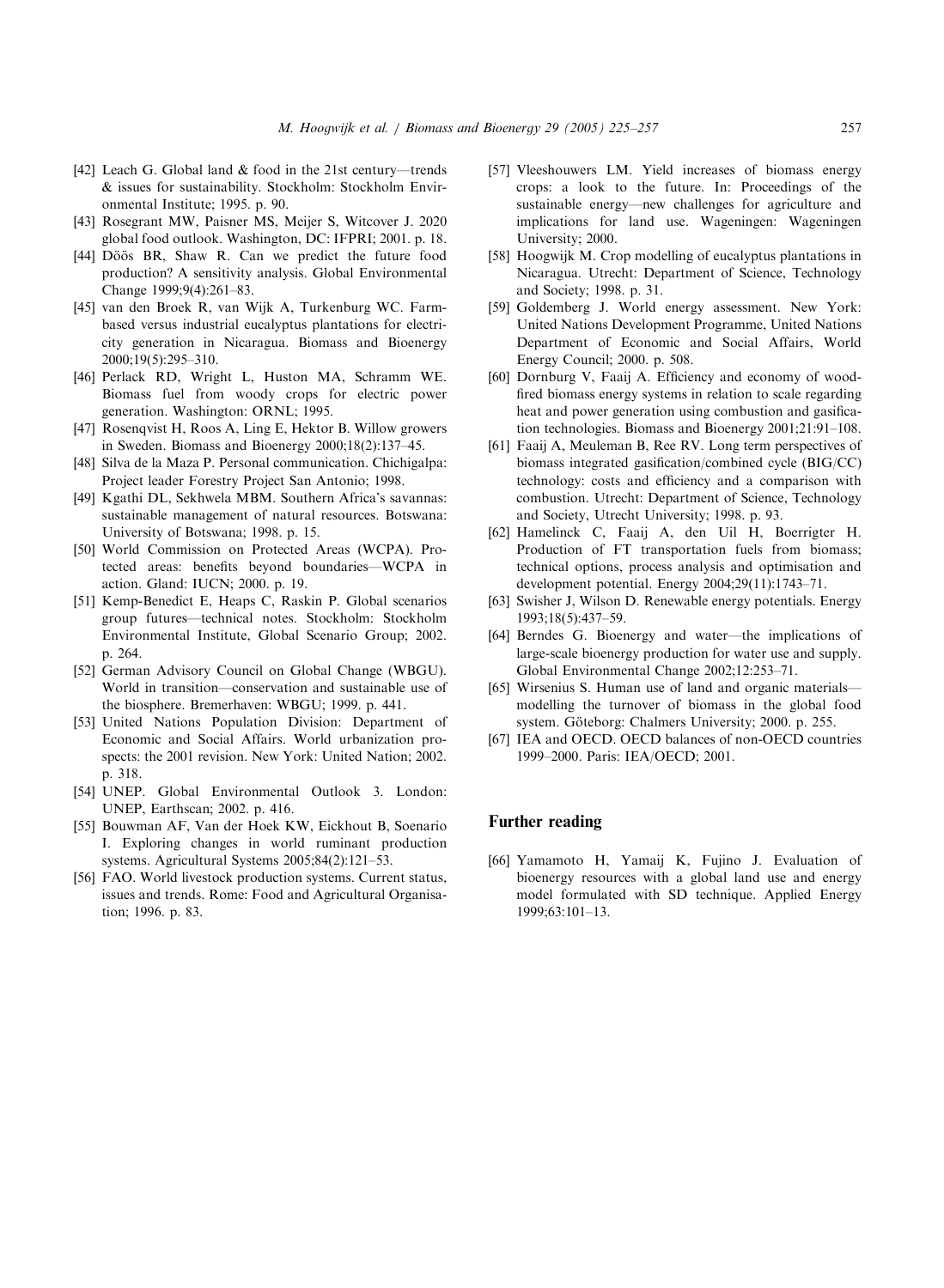[42] Leach G. Global land & food in the 21st century—trends & issues for sustainability. Stockholm: Stockholm Environmental Institute; 1995. p. 90.

[43] Rosegrant MW, Paisner MS, Meijer S, Witcover J. 2020 global food outlook. Washington, DC: IFPRI; 2001. p. 18.

[44] Döös BR, Shaw R. Can we predict the future food production? A sensitivity analysis. Global Environmental Change 1999;9(4):261–83.

[45] van den Broek R, van Wijk A, Turkenburg WC. Farm-based versus industrial eucalyptus plantations for electricity generation in Nicaragua. Biomass and Bioenergy 2000;19(5):295–310.

[46] Perlack RD, Wright L, Huston MA, Schramm WE. Biomass fuel from woody crops for electric power generation. Washington: ORNL; 1995.

[47] Rosenqvist H, Roos A, Ling E, Hektor B. Willow growers in Sweden. Biomass and Bioenergy 2000;18(2):137–45.

[48] Silva de la Maza P. Personal communication. Chichigalpa: Project leader Forestry Project San Antonio; 1998.

[49] Kgathi DL, Sekhwela MBM. Southern Africa's savannas: sustainable management of natural resources. Botswana: University of Botswana; 1998. p. 15.

[50] World Commission on Protected Areas (WCPA). Protected areas: benefits beyond boundaries—WCPA in action. Gland: IUCN; 2000. p. 19.

[51] Kemp-Benedict E, Heaps C, Raskin P. Global scenarios group futures—technical notes. Stockholm: Stockholm Environmental Institute, Global Scenario Group; 2002. p. 264.

[52] German Advisory Council on Global Change (WBGU). World in transition—conservation and sustainable use of the biosphere. Bremerhaven: WBGU; 1999. p. 441.

[53] United Nations Population Division: Department of Economic and Social Affairs. World urbanization prospects: the 2001 revision. New York: United Nation; 2002. p. 318.

[54] UNEP. Global Environmental Outlook 3. London: UNEP, Earthscan; 2002. p. 416.

[55] Bouwman AF, Van der Hoek KW, Eickhout B, Soenario I. Exploring changes in world ruminant production systems. Agricultural Systems 2005;84(2):121–53.

[56] FAO. World livestock production systems. Current status, issues and trends. Rome: Food and Agricultural Organisation; 1996. p. 83.

[57] Vleeshouwers LM. Yield increases of biomass energy crops: a look to the future. In: Proceedings of the sustainable energy—new challenges for agriculture and implications for land use. Wageningen: Wageningen University; 2000.

[58] Hoogwijk M. Crop modelling of eucalyptus plantations in Nicaragua. Utrecht: Department of Science, Technology and Society; 1998. p. 31.

[59] Goldemberg J. World energy assessment. New York: United Nations Development Programme, United Nations Department of Economic and Social Affairs, World Energy Council; 2000. p. 508.

[60] Dornburg V, Faaij A. Efficiency and economy of wood-fired biomass energy systems in relation to scale regarding heat and power generation using combustion and gasification technologies. Biomass and Bioenergy 2001;21:91–108.

[61] Faaij A, Meuleman B, Ree RV. Long term perspectives of biomass integrated gasification/combined cycle (BIG/CC) technology: costs and efficiency and a comparison with combustion. Utrecht: Department of Science, Technology and Society, Utrecht University; 1998. p. 93.

[62] Hamelinck C, Faaij A, den Uil H, Boerrigter H. Production of FT transportation fuels from biomass; technical options, process analysis and optimisation and development potential. Energy 2004;29(11):1743–71.

[63] Swisher J, Wilson D. Renewable energy potentials. Energy 1993;18(5):437–59.

[64] Berndes G. Bioenergy and water—the implications of large-scale bioenergy production for water use and supply. Global Environmental Change 2002;12:253–71.

[65] Wirsenius S. Human use of land and organic materials—modelling the turnover of biomass in the global food system. Göteborg: Chalmers University; 2000. p. 255.

[67] IEA and OECD. OECD balances of non-OECD countries 1999–2000. Paris: IEA/OECD; 2001.

## Further reading

[66] Yamamoto H, Yamaij K, Fujino J. Evaluation of bioenergy resources with a global land use and energy model formulated with SD technique. Applied Energy 1999;63:101–13.